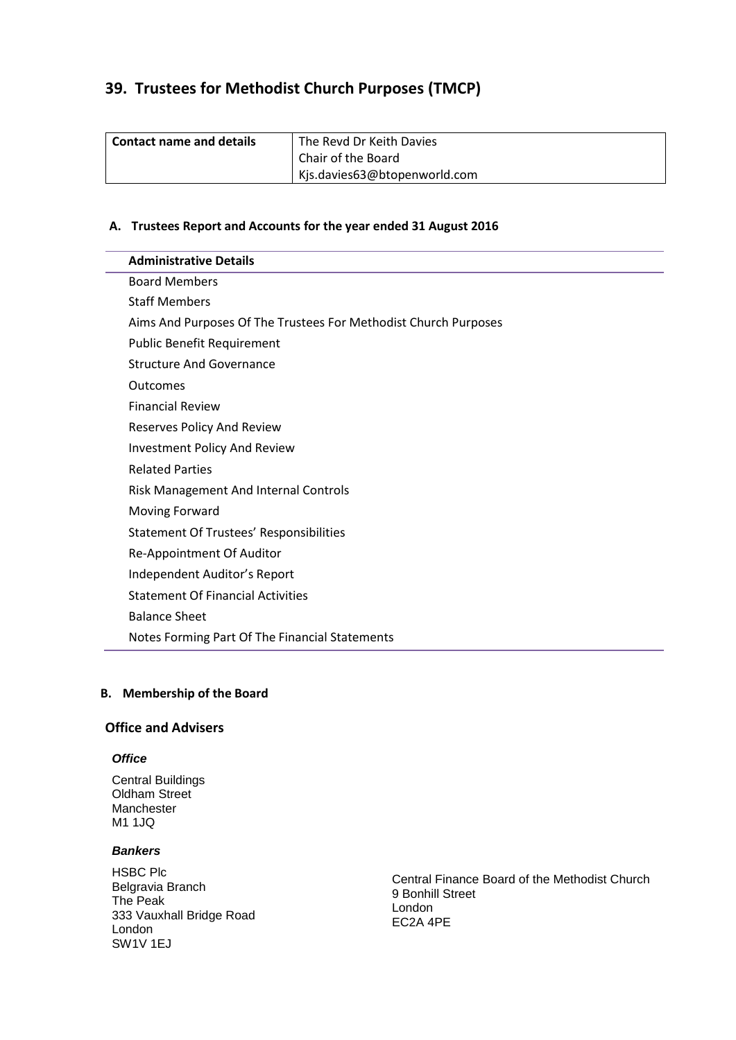# 39. Trustees for Methodist Church Purposes (TMCP)

| Contact name and details | The Revd Dr Keith Davies<br>Chair of the Board<br>Kjs.davies63@btopenworld.com |
|---|---|

## A. Trustees Report and Accounts for the year ended 31 August 2016

| Administrative Details |
|---|
| Board Members |
| Staff Members |
| Aims And Purposes Of The Trustees For Methodist Church Purposes |
| Public Benefit Requirement |
| Structure And Governance |
| Outcomes |
| Financial Review |
| Reserves Policy And Review |
| Investment Policy And Review |
| Related Parties |
| Risk Management And Internal Controls |
| Moving Forward |
| Statement Of Trustees' Responsibilities |
| Re-Appointment Of Auditor |
| Independent Auditor's Report |
| Statement Of Financial Activities |
| Balance Sheet |
| Notes Forming Part Of The Financial Statements |

## B. Membership of the Board

### Office and Advisers

***Office***

Central Buildings
Oldham Street
Manchester
M1 1JQ

***Bankers***

HSBC Plc
Belgravia Branch
The Peak
333 Vauxhall Bridge Road
London
SW1V 1EJ

Central Finance Board of the Methodist Church
9 Bonhill Street
London
EC2A 4PE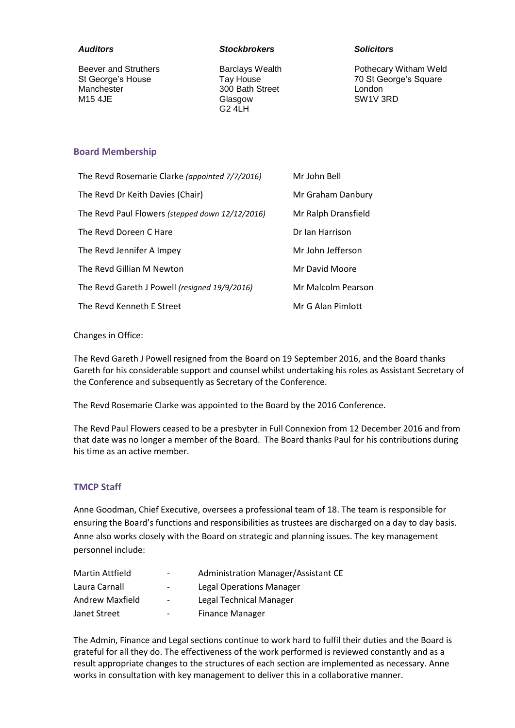| *Auditors* | *Stockbrokers* | *Solicitors* |
|---|---|---|
| Beever and Struthers<br>St George's House<br>Manchester<br>M15 4JE | Barclays Wealth<br>Tay House<br>300 Bath Street<br>Glasgow<br>G2 4LH | Pothecary Witham Weld<br>70 St George's Square<br>London<br>SW1V 3RD |

## Board Membership

| | |
|---|---|
| The Revd Rosemarie Clarke *(appointed 7/7/2016)* | Mr John Bell |
| The Revd Dr Keith Davies (Chair) | Mr Graham Danbury |
| The Revd Paul Flowers *(stepped down 12/12/2016)* | Mr Ralph Dransfield |
| The Revd Doreen C Hare | Dr Ian Harrison |
| The Revd Jennifer A Impey | Mr John Jefferson |
| The Revd Gillian M Newton | Mr David Moore |
| The Revd Gareth J Powell *(resigned 19/9/2016)* | Mr Malcolm Pearson |
| The Revd Kenneth E Street | Mr G Alan Pimlott |

Changes in Office:

The Revd Gareth J Powell resigned from the Board on 19 September 2016, and the Board thanks Gareth for his considerable support and counsel whilst undertaking his roles as Assistant Secretary of the Conference and subsequently as Secretary of the Conference.

The Revd Rosemarie Clarke was appointed to the Board by the 2016 Conference.

The Revd Paul Flowers ceased to be a presbyter in Full Connexion from 12 December 2016 and from that date was no longer a member of the Board. The Board thanks Paul for his contributions during his time as an active member.

## TMCP Staff

Anne Goodman, Chief Executive, oversees a professional team of 18. The team is responsible for ensuring the Board's functions and responsibilities as trustees are discharged on a day to day basis. Anne also works closely with the Board on strategic and planning issues. The key management personnel include:

| | | |
|---|---|---|
| Martin Attfield | - | Administration Manager/Assistant CE |
| Laura Carnall | - | Legal Operations Manager |
| Andrew Maxfield | - | Legal Technical Manager |
| Janet Street | - | Finance Manager |

The Admin, Finance and Legal sections continue to work hard to fulfil their duties and the Board is grateful for all they do. The effectiveness of the work performed is reviewed constantly and as a result appropriate changes to the structures of each section are implemented as necessary. Anne works in consultation with key management to deliver this in a collaborative manner.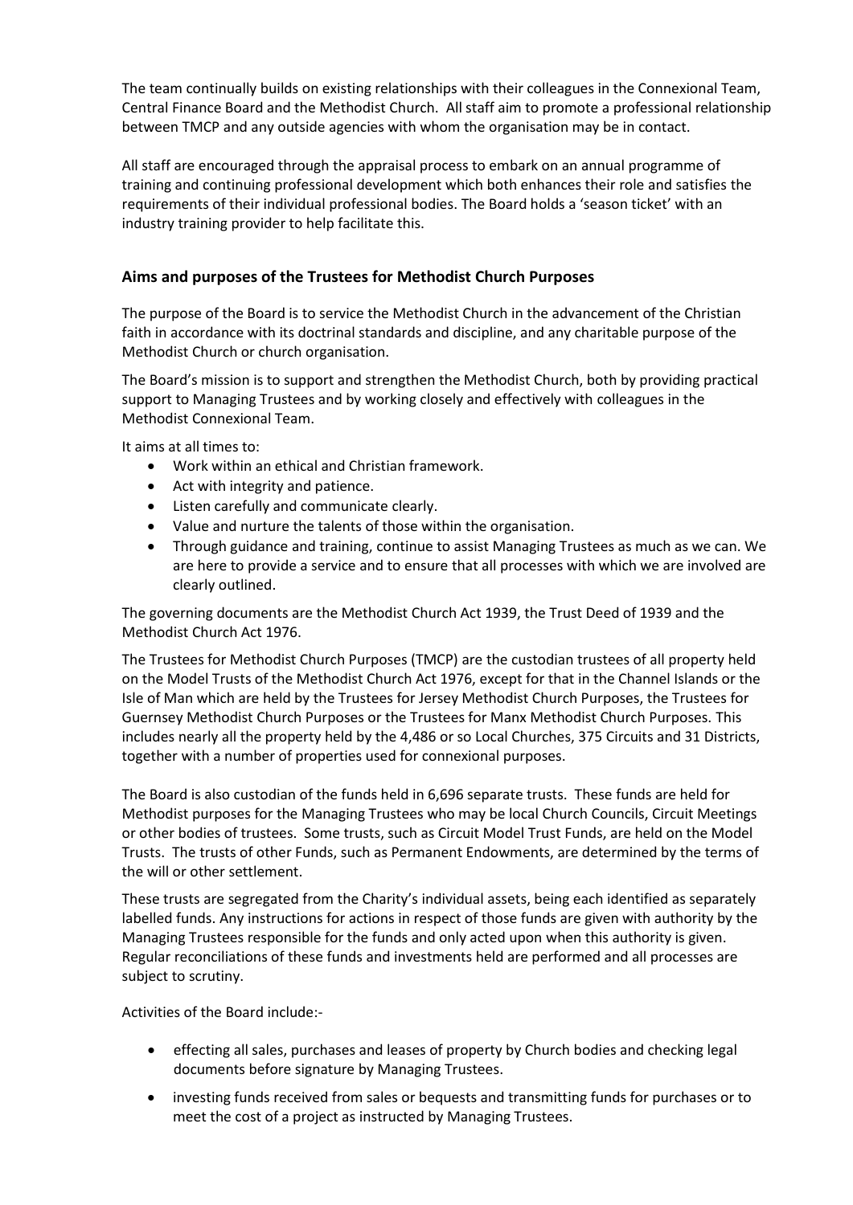The team continually builds on existing relationships with their colleagues in the Connexional Team, Central Finance Board and the Methodist Church. All staff aim to promote a professional relationship between TMCP and any outside agencies with whom the organisation may be in contact.

All staff are encouraged through the appraisal process to embark on an annual programme of training and continuing professional development which both enhances their role and satisfies the requirements of their individual professional bodies. The Board holds a 'season ticket' with an industry training provider to help facilitate this.

## Aims and purposes of the Trustees for Methodist Church Purposes

The purpose of the Board is to service the Methodist Church in the advancement of the Christian faith in accordance with its doctrinal standards and discipline, and any charitable purpose of the Methodist Church or church organisation.

The Board's mission is to support and strengthen the Methodist Church, both by providing practical support to Managing Trustees and by working closely and effectively with colleagues in the Methodist Connexional Team.

It aims at all times to:

- Work within an ethical and Christian framework.
- Act with integrity and patience.
- Listen carefully and communicate clearly.
- Value and nurture the talents of those within the organisation.
- Through guidance and training, continue to assist Managing Trustees as much as we can. We are here to provide a service and to ensure that all processes with which we are involved are clearly outlined.

The governing documents are the Methodist Church Act 1939, the Trust Deed of 1939 and the Methodist Church Act 1976.

The Trustees for Methodist Church Purposes (TMCP) are the custodian trustees of all property held on the Model Trusts of the Methodist Church Act 1976, except for that in the Channel Islands or the Isle of Man which are held by the Trustees for Jersey Methodist Church Purposes, the Trustees for Guernsey Methodist Church Purposes or the Trustees for Manx Methodist Church Purposes. This includes nearly all the property held by the 4,486 or so Local Churches, 375 Circuits and 31 Districts, together with a number of properties used for connexional purposes.

The Board is also custodian of the funds held in 6,696 separate trusts. These funds are held for Methodist purposes for the Managing Trustees who may be local Church Councils, Circuit Meetings or other bodies of trustees. Some trusts, such as Circuit Model Trust Funds, are held on the Model Trusts. The trusts of other Funds, such as Permanent Endowments, are determined by the terms of the will or other settlement.

These trusts are segregated from the Charity's individual assets, being each identified as separately labelled funds. Any instructions for actions in respect of those funds are given with authority by the Managing Trustees responsible for the funds and only acted upon when this authority is given. Regular reconciliations of these funds and investments held are performed and all processes are subject to scrutiny.

Activities of the Board include:-

- effecting all sales, purchases and leases of property by Church bodies and checking legal documents before signature by Managing Trustees.
- investing funds received from sales or bequests and transmitting funds for purchases or to meet the cost of a project as instructed by Managing Trustees.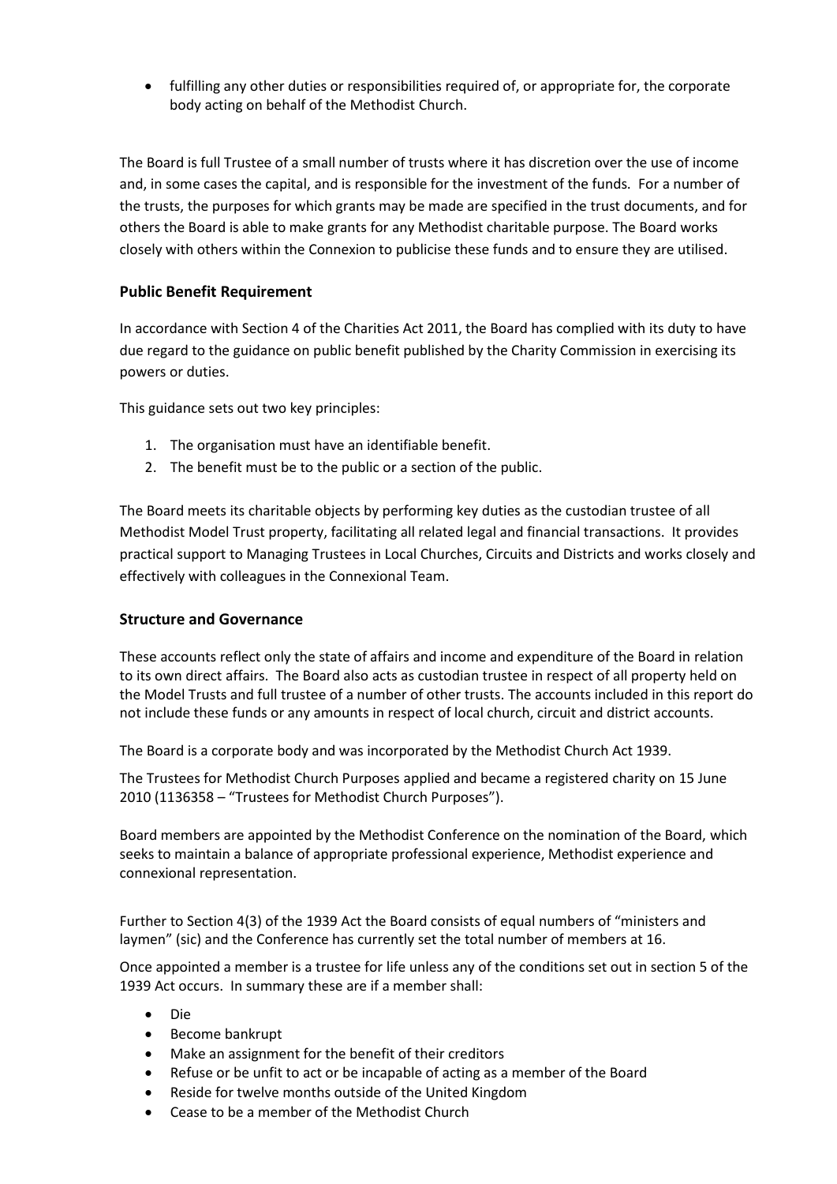- fulfilling any other duties or responsibilities required of, or appropriate for, the corporate body acting on behalf of the Methodist Church.

The Board is full Trustee of a small number of trusts where it has discretion over the use of income and, in some cases the capital, and is responsible for the investment of the funds. For a number of the trusts, the purposes for which grants may be made are specified in the trust documents, and for others the Board is able to make grants for any Methodist charitable purpose. The Board works closely with others within the Connexion to publicise these funds and to ensure they are utilised.

## Public Benefit Requirement

In accordance with Section 4 of the Charities Act 2011, the Board has complied with its duty to have due regard to the guidance on public benefit published by the Charity Commission in exercising its powers or duties.

This guidance sets out two key principles:

1. The organisation must have an identifiable benefit.
2. The benefit must be to the public or a section of the public.

The Board meets its charitable objects by performing key duties as the custodian trustee of all Methodist Model Trust property, facilitating all related legal and financial transactions. It provides practical support to Managing Trustees in Local Churches, Circuits and Districts and works closely and effectively with colleagues in the Connexional Team.

## Structure and Governance

These accounts reflect only the state of affairs and income and expenditure of the Board in relation to its own direct affairs. The Board also acts as custodian trustee in respect of all property held on the Model Trusts and full trustee of a number of other trusts. The accounts included in this report do not include these funds or any amounts in respect of local church, circuit and district accounts.

The Board is a corporate body and was incorporated by the Methodist Church Act 1939.

The Trustees for Methodist Church Purposes applied and became a registered charity on 15 June 2010 (1136358 – "Trustees for Methodist Church Purposes").

Board members are appointed by the Methodist Conference on the nomination of the Board, which seeks to maintain a balance of appropriate professional experience, Methodist experience and connexional representation.

Further to Section 4(3) of the 1939 Act the Board consists of equal numbers of "ministers and laymen" (sic) and the Conference has currently set the total number of members at 16.

Once appointed a member is a trustee for life unless any of the conditions set out in section 5 of the 1939 Act occurs. In summary these are if a member shall:

- Die
- Become bankrupt
- Make an assignment for the benefit of their creditors
- Refuse or be unfit to act or be incapable of acting as a member of the Board
- Reside for twelve months outside of the United Kingdom
- Cease to be a member of the Methodist Church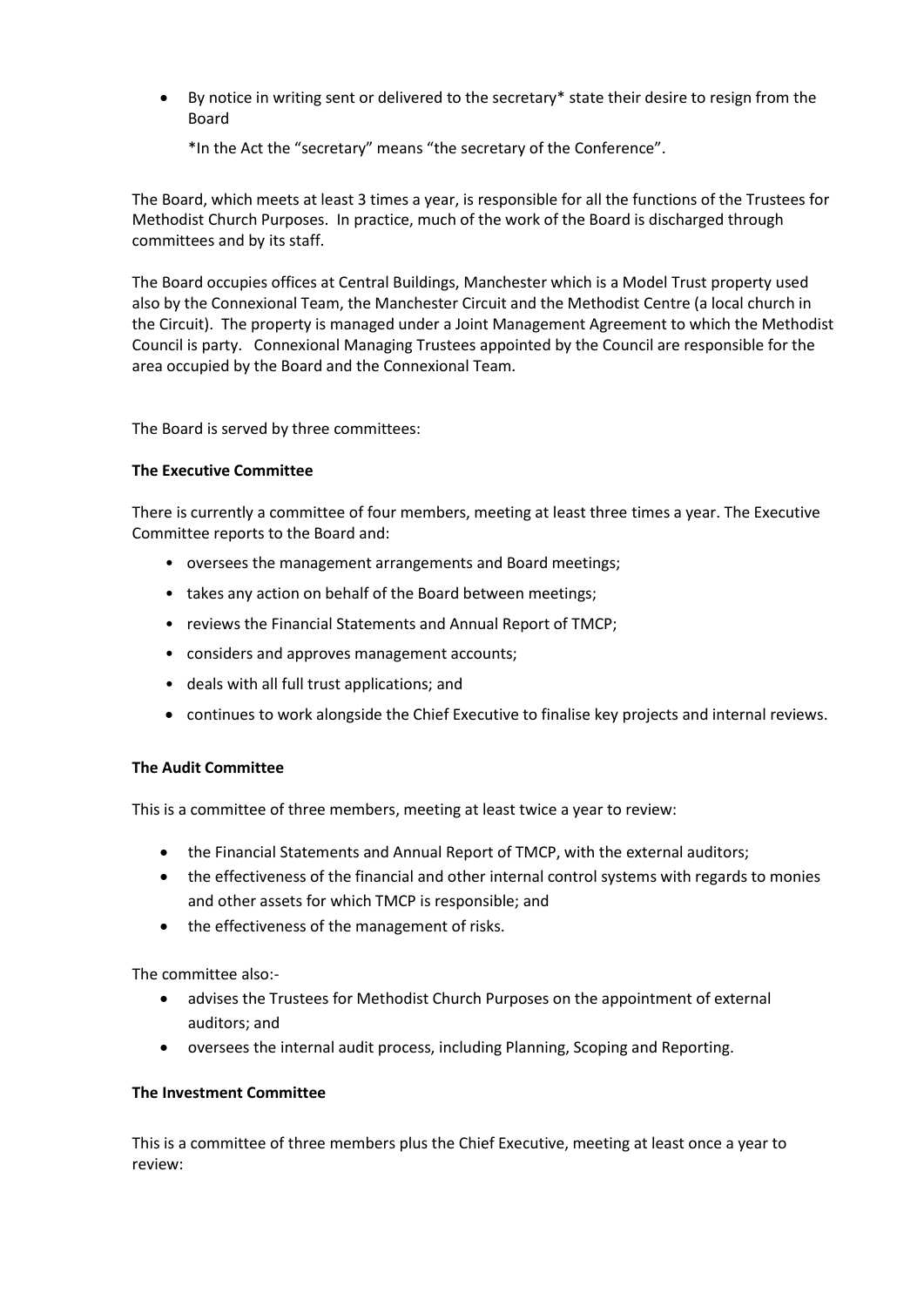- By notice in writing sent or delivered to the secretary* state their desire to resign from the Board

  *In the Act the "secretary" means "the secretary of the Conference".

The Board, which meets at least 3 times a year, is responsible for all the functions of the Trustees for Methodist Church Purposes. In practice, much of the work of the Board is discharged through committees and by its staff.

The Board occupies offices at Central Buildings, Manchester which is a Model Trust property used also by the Connexional Team, the Manchester Circuit and the Methodist Centre (a local church in the Circuit). The property is managed under a Joint Management Agreement to which the Methodist Council is party. Connexional Managing Trustees appointed by the Council are responsible for the area occupied by the Board and the Connexional Team.

The Board is served by three committees:

**The Executive Committee**

There is currently a committee of four members, meeting at least three times a year. The Executive Committee reports to the Board and:

- oversees the management arrangements and Board meetings;
- takes any action on behalf of the Board between meetings;
- reviews the Financial Statements and Annual Report of TMCP;
- considers and approves management accounts;
- deals with all full trust applications; and
- continues to work alongside the Chief Executive to finalise key projects and internal reviews.

**The Audit Committee**

This is a committee of three members, meeting at least twice a year to review:

- the Financial Statements and Annual Report of TMCP, with the external auditors;
- the effectiveness of the financial and other internal control systems with regards to monies and other assets for which TMCP is responsible; and
- the effectiveness of the management of risks.

The committee also:-

- advises the Trustees for Methodist Church Purposes on the appointment of external auditors; and
- oversees the internal audit process, including Planning, Scoping and Reporting.

**The Investment Committee**

This is a committee of three members plus the Chief Executive, meeting at least once a year to review: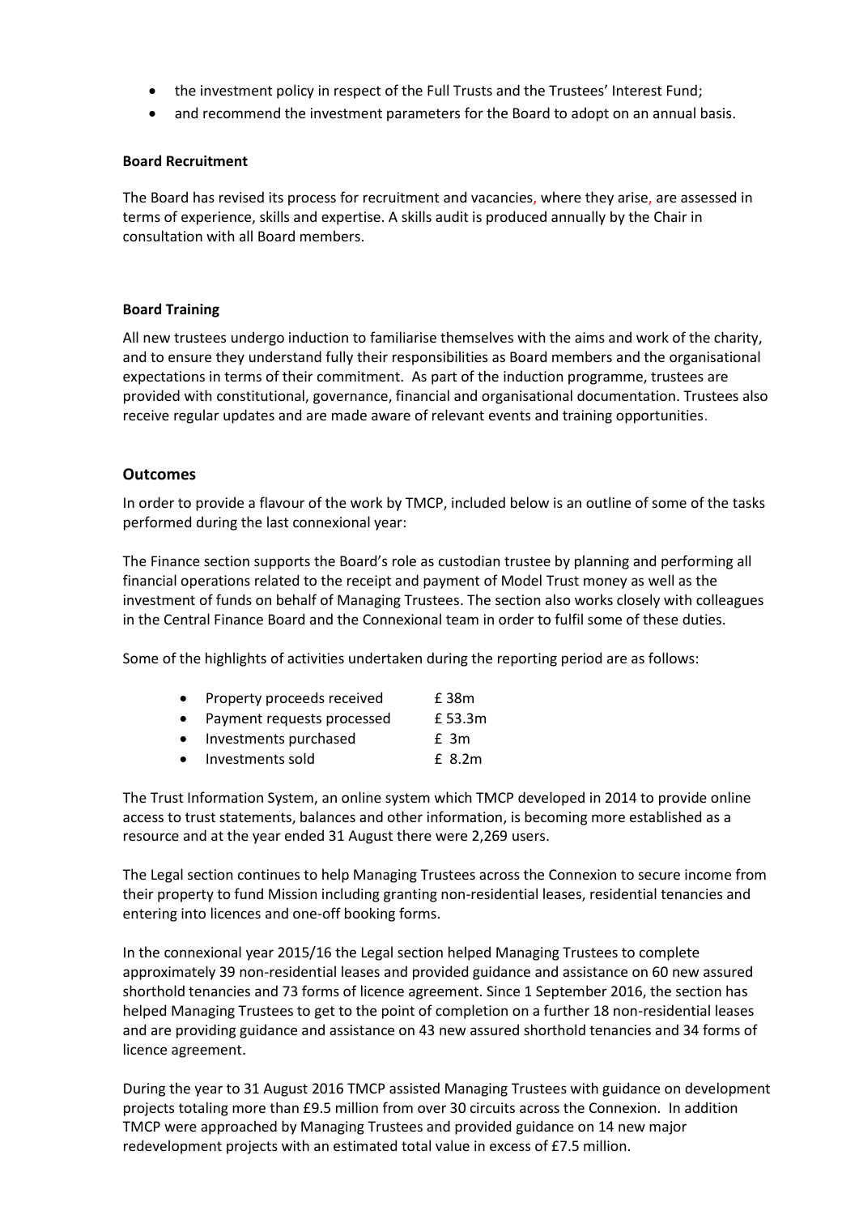- the investment policy in respect of the Full Trusts and the Trustees' Interest Fund;
- and recommend the investment parameters for the Board to adopt on an annual basis.

**Board Recruitment**

The Board has revised its process for recruitment and vacancies, where they arise, are assessed in terms of experience, skills and expertise. A skills audit is produced annually by the Chair in consultation with all Board members.

**Board Training**

All new trustees undergo induction to familiarise themselves with the aims and work of the charity, and to ensure they understand fully their responsibilities as Board members and the organisational expectations in terms of their commitment. As part of the induction programme, trustees are provided with constitutional, governance, financial and organisational documentation. Trustees also receive regular updates and are made aware of relevant events and training opportunities.

## Outcomes

In order to provide a flavour of the work by TMCP, included below is an outline of some of the tasks performed during the last connexional year:

The Finance section supports the Board's role as custodian trustee by planning and performing all financial operations related to the receipt and payment of Model Trust money as well as the investment of funds on behalf of Managing Trustees. The section also works closely with colleagues in the Central Finance Board and the Connexional team in order to fulfil some of these duties.

Some of the highlights of activities undertaken during the reporting period are as follows:

- Property proceeds received £ 38m
- Payment requests processed £ 53.3m
- Investments purchased £ 3m
- Investments sold £ 8.2m

The Trust Information System, an online system which TMCP developed in 2014 to provide online access to trust statements, balances and other information, is becoming more established as a resource and at the year ended 31 August there were 2,269 users.

The Legal section continues to help Managing Trustees across the Connexion to secure income from their property to fund Mission including granting non-residential leases, residential tenancies and entering into licences and one-off booking forms.

In the connexional year 2015/16 the Legal section helped Managing Trustees to complete approximately 39 non-residential leases and provided guidance and assistance on 60 new assured shorthold tenancies and 73 forms of licence agreement. Since 1 September 2016, the section has helped Managing Trustees to get to the point of completion on a further 18 non-residential leases and are providing guidance and assistance on 43 new assured shorthold tenancies and 34 forms of licence agreement.

During the year to 31 August 2016 TMCP assisted Managing Trustees with guidance on development projects totaling more than £9.5 million from over 30 circuits across the Connexion. In addition TMCP were approached by Managing Trustees and provided guidance on 14 new major redevelopment projects with an estimated total value in excess of £7.5 million.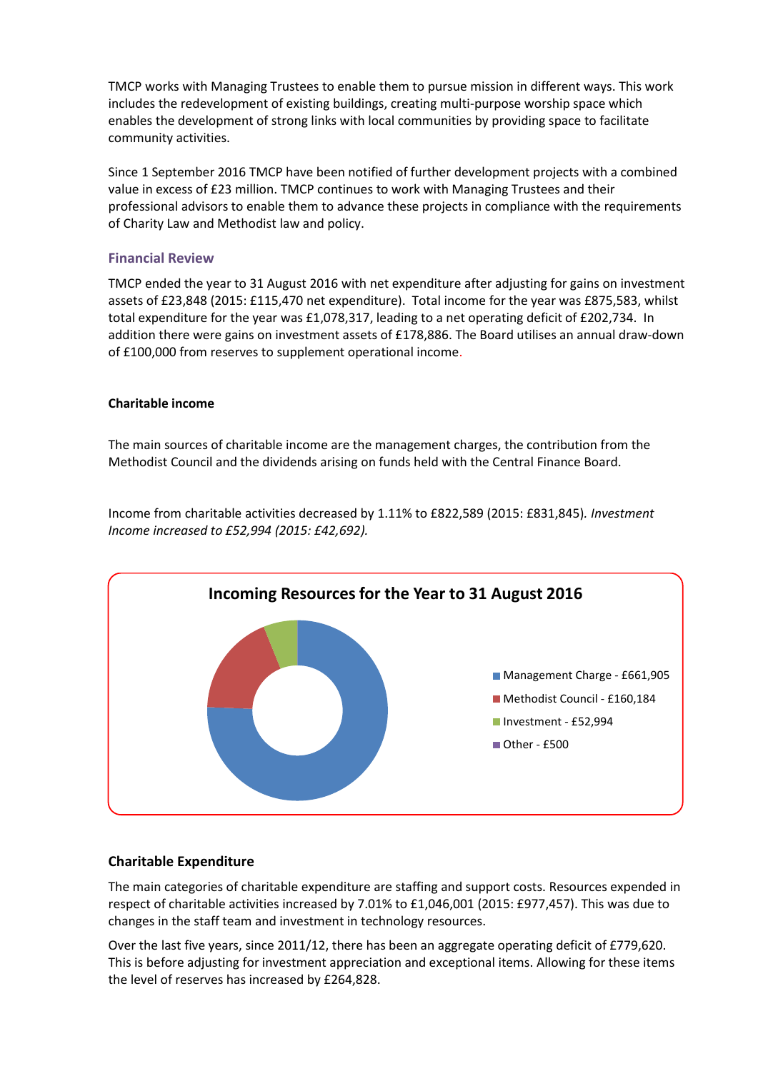TMCP works with Managing Trustees to enable them to pursue mission in different ways. This work includes the redevelopment of existing buildings, creating multi-purpose worship space which enables the development of strong links with local communities by providing space to facilitate community activities.

Since 1 September 2016 TMCP have been notified of further development projects with a combined value in excess of £23 million. TMCP continues to work with Managing Trustees and their professional advisors to enable them to advance these projects in compliance with the requirements of Charity Law and Methodist law and policy.

## Financial Review

TMCP ended the year to 31 August 2016 with net expenditure after adjusting for gains on investment assets of £23,848 (2015: £115,470 net expenditure). Total income for the year was £875,583, whilst total expenditure for the year was £1,078,317, leading to a net operating deficit of £202,734. In addition there were gains on investment assets of £178,886. The Board utilises an annual draw-down of £100,000 from reserves to supplement operational income.

### Charitable income

The main sources of charitable income are the management charges, the contribution from the Methodist Council and the dividends arising on funds held with the Central Finance Board.

Income from charitable activities decreased by 1.11% to £822,589 (2015: £831,845). *Investment Income increased to £52,994 (2015: £42,692).*

**Incoming Resources for the Year to 31 August 2016**

- Management Charge - £661,905
- Methodist Council - £160,184
- Investment - £52,994
- Other - £500

### Charitable Expenditure

The main categories of charitable expenditure are staffing and support costs. Resources expended in respect of charitable activities increased by 7.01% to £1,046,001 (2015: £977,457). This was due to changes in the staff team and investment in technology resources.

Over the last five years, since 2011/12, there has been an aggregate operating deficit of £779,620. This is before adjusting for investment appreciation and exceptional items. Allowing for these items the level of reserves has increased by £264,828.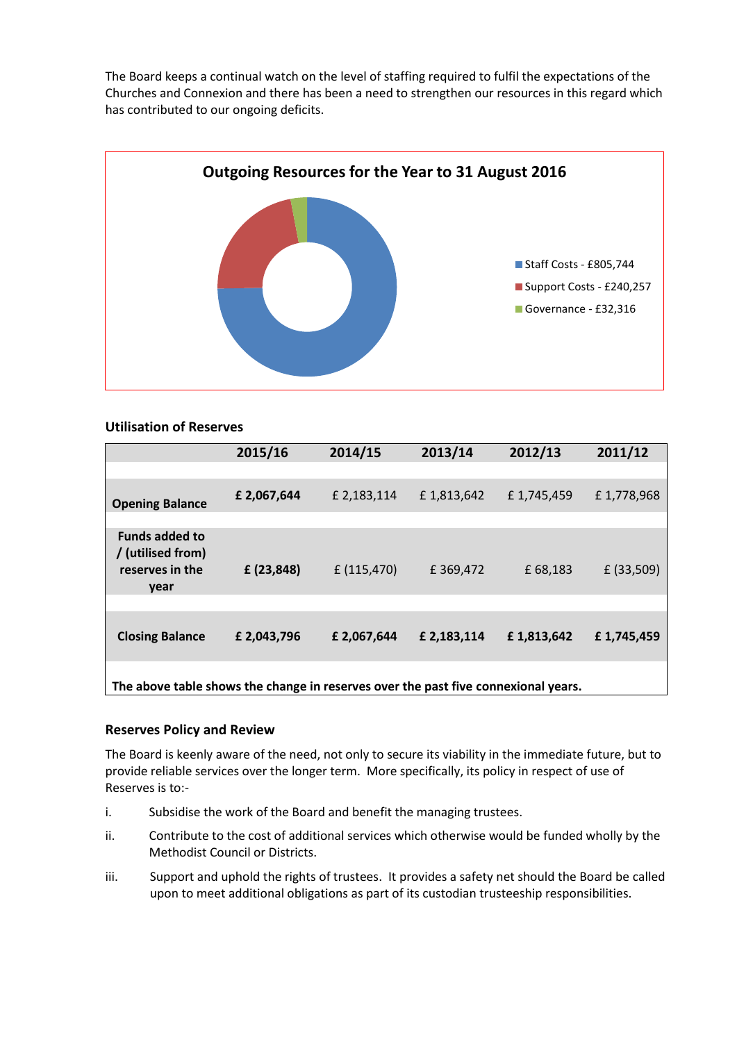The Board keeps a continual watch on the level of staffing required to fulfil the expectations of the Churches and Connexion and there has been a need to strengthen our resources in this regard which has contributed to our ongoing deficits.

**Outgoing Resources for the Year to 31 August 2016**

- Staff Costs - £805,744
- Support Costs - £240,257
- Governance - £32,316

### Utilisation of Reserves

| | 2015/16 | 2014/15 | 2013/14 | 2012/13 | 2011/12 |
|---|---|---|---|---|---|
| **Opening Balance** | **£ 2,067,644** | £ 2,183,114 | £ 1,813,642 | £ 1,745,459 | £ 1,778,968 |
| **Funds added to / (utilised from) reserves in the year** | **£ (23,848)** | £ (115,470) | £ 369,472 | £ 68,183 | £ (33,509) |
| **Closing Balance** | **£ 2,043,796** | **£ 2,067,644** | **£ 2,183,114** | **£ 1,813,642** | **£ 1,745,459** |

**The above table shows the change in reserves over the past five connexional years.**

### Reserves Policy and Review

The Board is keenly aware of the need, not only to secure its viability in the immediate future, but to provide reliable services over the longer term. More specifically, its policy in respect of use of Reserves is to:-

i. Subsidise the work of the Board and benefit the managing trustees.

ii. Contribute to the cost of additional services which otherwise would be funded wholly by the Methodist Council or Districts.

iii. Support and uphold the rights of trustees. It provides a safety net should the Board be called upon to meet additional obligations as part of its custodian trusteeship responsibilities.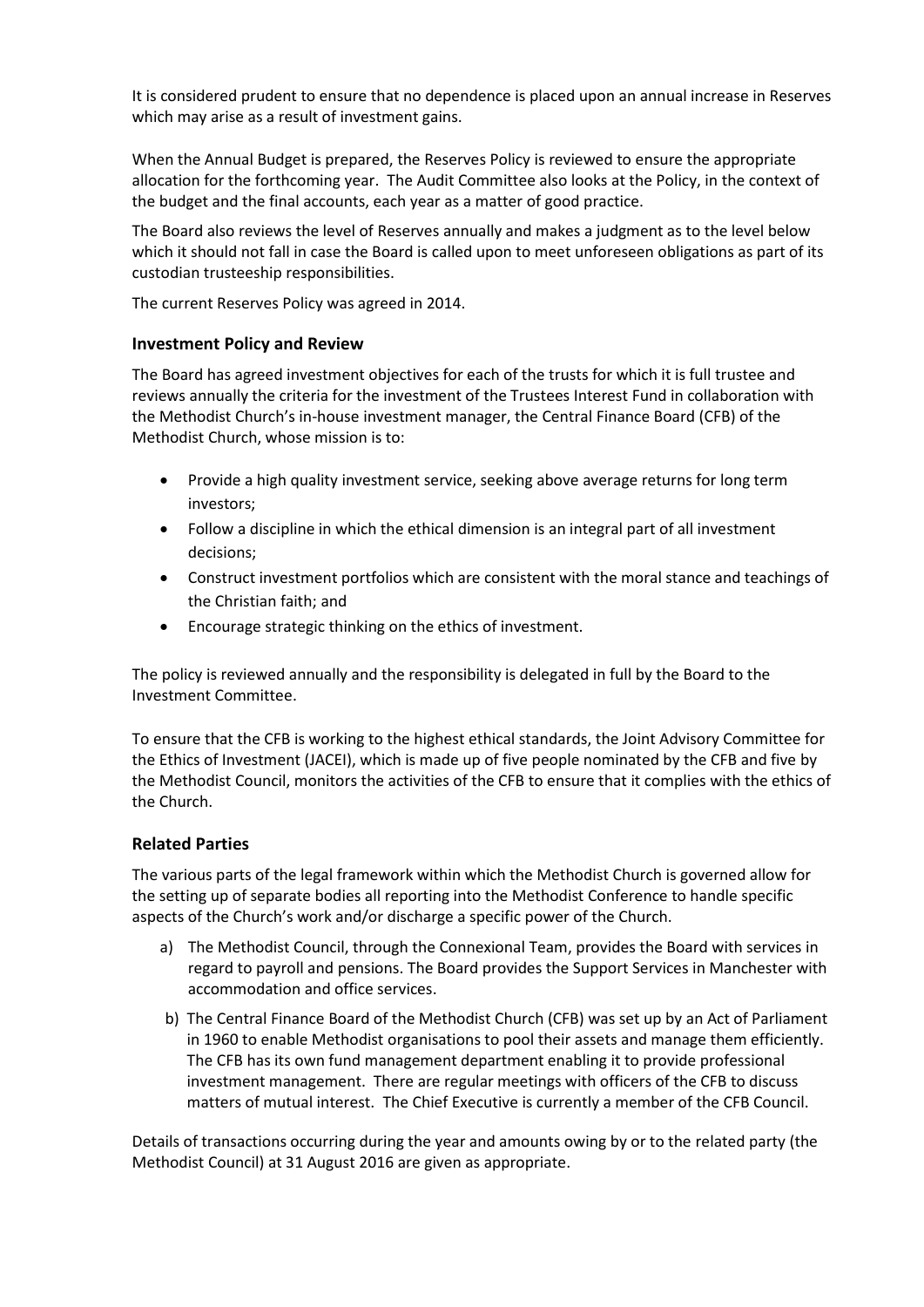It is considered prudent to ensure that no dependence is placed upon an annual increase in Reserves which may arise as a result of investment gains.

When the Annual Budget is prepared, the Reserves Policy is reviewed to ensure the appropriate allocation for the forthcoming year. The Audit Committee also looks at the Policy, in the context of the budget and the final accounts, each year as a matter of good practice.

The Board also reviews the level of Reserves annually and makes a judgment as to the level below which it should not fall in case the Board is called upon to meet unforeseen obligations as part of its custodian trusteeship responsibilities.

The current Reserves Policy was agreed in 2014.

### Investment Policy and Review

The Board has agreed investment objectives for each of the trusts for which it is full trustee and reviews annually the criteria for the investment of the Trustees Interest Fund in collaboration with the Methodist Church's in-house investment manager, the Central Finance Board (CFB) of the Methodist Church, whose mission is to:

- Provide a high quality investment service, seeking above average returns for long term investors;
- Follow a discipline in which the ethical dimension is an integral part of all investment decisions;
- Construct investment portfolios which are consistent with the moral stance and teachings of the Christian faith; and
- Encourage strategic thinking on the ethics of investment.

The policy is reviewed annually and the responsibility is delegated in full by the Board to the Investment Committee.

To ensure that the CFB is working to the highest ethical standards, the Joint Advisory Committee for the Ethics of Investment (JACEI), which is made up of five people nominated by the CFB and five by the Methodist Council, monitors the activities of the CFB to ensure that it complies with the ethics of the Church.

### Related Parties

The various parts of the legal framework within which the Methodist Church is governed allow for the setting up of separate bodies all reporting into the Methodist Conference to handle specific aspects of the Church's work and/or discharge a specific power of the Church.

a) The Methodist Council, through the Connexional Team, provides the Board with services in regard to payroll and pensions. The Board provides the Support Services in Manchester with accommodation and office services.

b) The Central Finance Board of the Methodist Church (CFB) was set up by an Act of Parliament in 1960 to enable Methodist organisations to pool their assets and manage them efficiently. The CFB has its own fund management department enabling it to provide professional investment management. There are regular meetings with officers of the CFB to discuss matters of mutual interest. The Chief Executive is currently a member of the CFB Council.

Details of transactions occurring during the year and amounts owing by or to the related party (the Methodist Council) at 31 August 2016 are given as appropriate.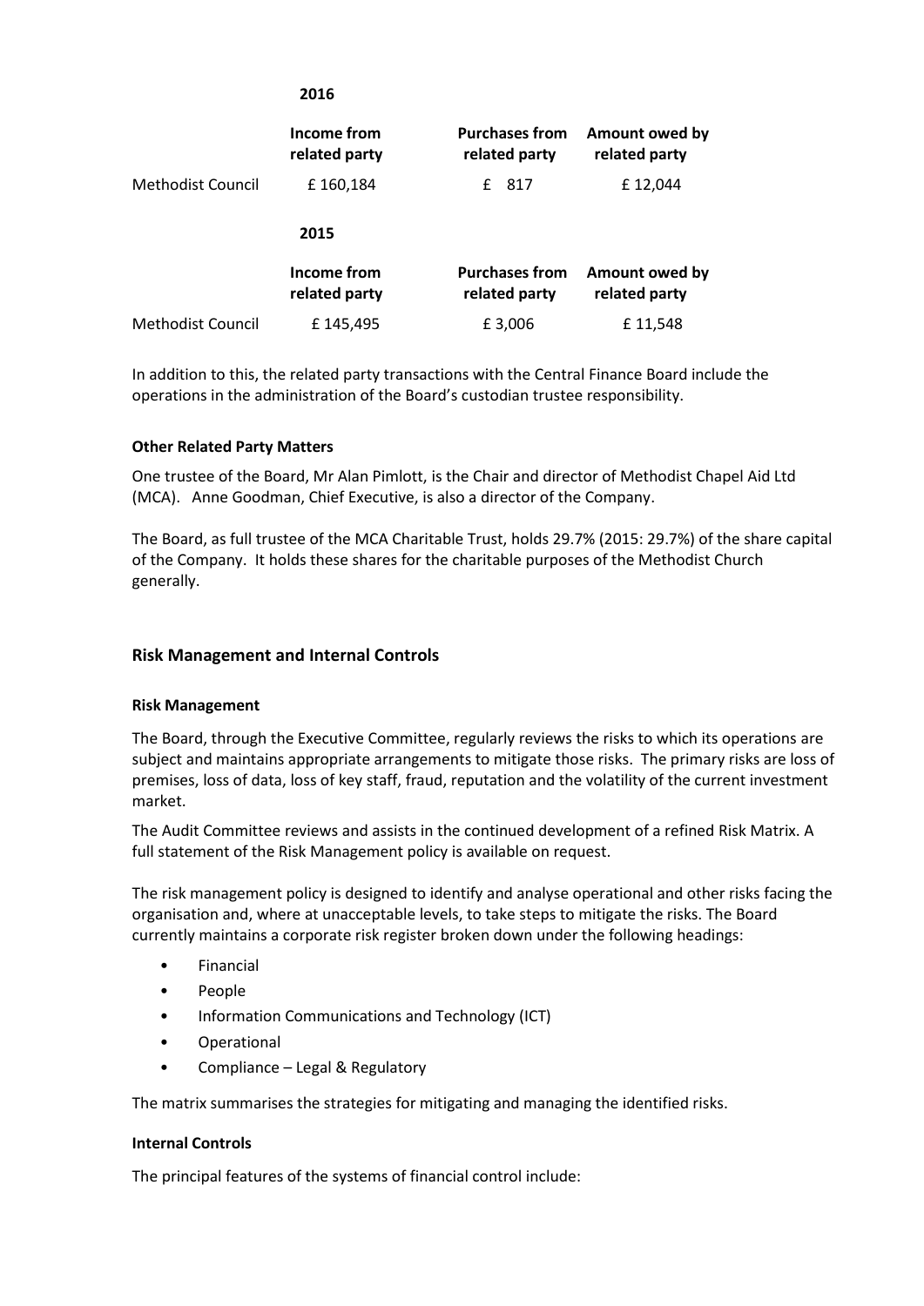| | 2016 | | |
|---|---|---|---|
| | **Income from related party** | **Purchases from related party** | **Amount owed by related party** |
| Methodist Council | £ 160,184 | £ 817 | £ 12,044 |

| | 2015 | | |
|---|---|---|---|
| | **Income from related party** | **Purchases from related party** | **Amount owed by related party** |
| Methodist Council | £ 145,495 | £ 3,006 | £ 11,548 |

In addition to this, the related party transactions with the Central Finance Board include the operations in the administration of the Board's custodian trustee responsibility.

**Other Related Party Matters**

One trustee of the Board, Mr Alan Pimlott, is the Chair and director of Methodist Chapel Aid Ltd (MCA). Anne Goodman, Chief Executive, is also a director of the Company.

The Board, as full trustee of the MCA Charitable Trust, holds 29.7% (2015: 29.7%) of the share capital of the Company. It holds these shares for the charitable purposes of the Methodist Church generally.

## Risk Management and Internal Controls

**Risk Management**

The Board, through the Executive Committee, regularly reviews the risks to which its operations are subject and maintains appropriate arrangements to mitigate those risks. The primary risks are loss of premises, loss of data, loss of key staff, fraud, reputation and the volatility of the current investment market.

The Audit Committee reviews and assists in the continued development of a refined Risk Matrix. A full statement of the Risk Management policy is available on request.

The risk management policy is designed to identify and analyse operational and other risks facing the organisation and, where at unacceptable levels, to take steps to mitigate the risks. The Board currently maintains a corporate risk register broken down under the following headings:

- Financial
- People
- Information Communications and Technology (ICT)
- Operational
- Compliance – Legal & Regulatory

The matrix summarises the strategies for mitigating and managing the identified risks.

**Internal Controls**

The principal features of the systems of financial control include: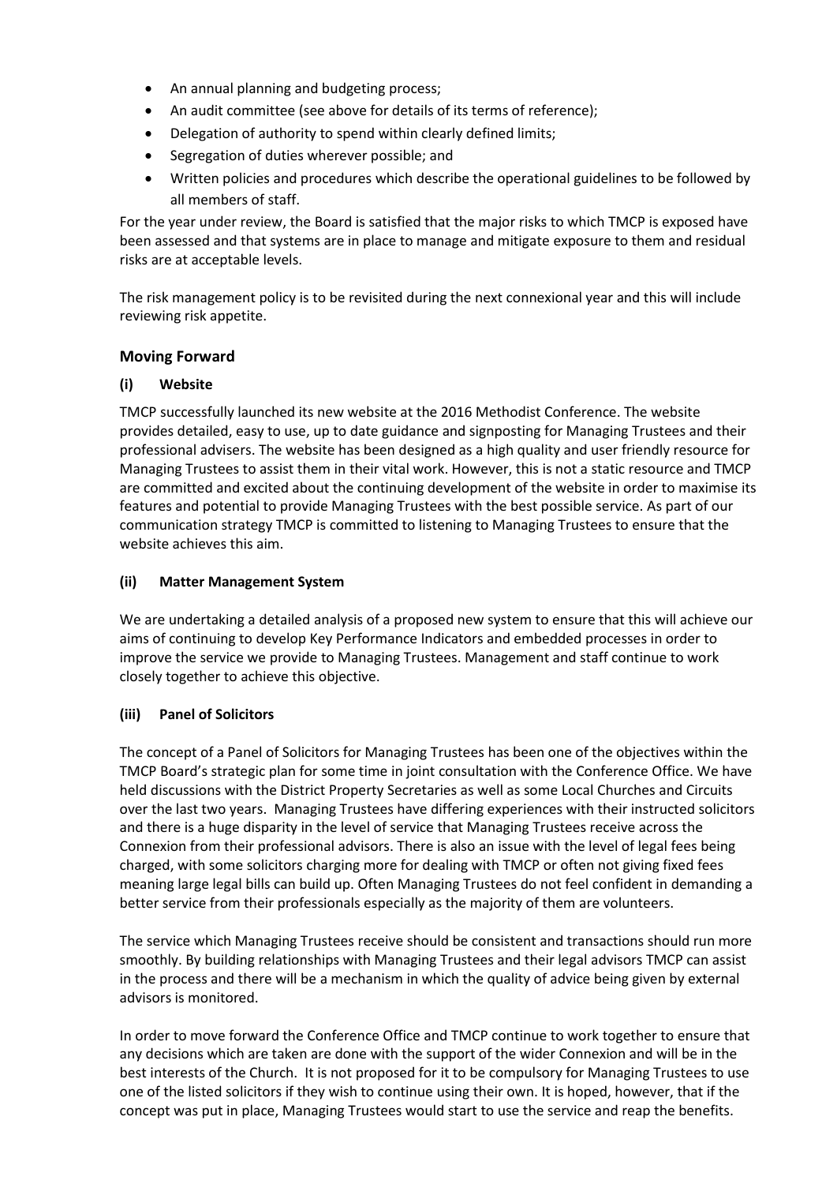- An annual planning and budgeting process;
- An audit committee (see above for details of its terms of reference);
- Delegation of authority to spend within clearly defined limits;
- Segregation of duties wherever possible; and
- Written policies and procedures which describe the operational guidelines to be followed by all members of staff.

For the year under review, the Board is satisfied that the major risks to which TMCP is exposed have been assessed and that systems are in place to manage and mitigate exposure to them and residual risks are at acceptable levels.

The risk management policy is to be revisited during the next connexional year and this will include reviewing risk appetite.

## Moving Forward

### (i) Website

TMCP successfully launched its new website at the 2016 Methodist Conference. The website provides detailed, easy to use, up to date guidance and signposting for Managing Trustees and their professional advisers. The website has been designed as a high quality and user friendly resource for Managing Trustees to assist them in their vital work. However, this is not a static resource and TMCP are committed and excited about the continuing development of the website in order to maximise its features and potential to provide Managing Trustees with the best possible service. As part of our communication strategy TMCP is committed to listening to Managing Trustees to ensure that the website achieves this aim.

### (ii) Matter Management System

We are undertaking a detailed analysis of a proposed new system to ensure that this will achieve our aims of continuing to develop Key Performance Indicators and embedded processes in order to improve the service we provide to Managing Trustees. Management and staff continue to work closely together to achieve this objective.

### (iii) Panel of Solicitors

The concept of a Panel of Solicitors for Managing Trustees has been one of the objectives within the TMCP Board's strategic plan for some time in joint consultation with the Conference Office. We have held discussions with the District Property Secretaries as well as some Local Churches and Circuits over the last two years. Managing Trustees have differing experiences with their instructed solicitors and there is a huge disparity in the level of service that Managing Trustees receive across the Connexion from their professional advisors. There is also an issue with the level of legal fees being charged, with some solicitors charging more for dealing with TMCP or often not giving fixed fees meaning large legal bills can build up. Often Managing Trustees do not feel confident in demanding a better service from their professionals especially as the majority of them are volunteers.

The service which Managing Trustees receive should be consistent and transactions should run more smoothly. By building relationships with Managing Trustees and their legal advisors TMCP can assist in the process and there will be a mechanism in which the quality of advice being given by external advisors is monitored.

In order to move forward the Conference Office and TMCP continue to work together to ensure that any decisions which are taken are done with the support of the wider Connexion and will be in the best interests of the Church. It is not proposed for it to be compulsory for Managing Trustees to use one of the listed solicitors if they wish to continue using their own. It is hoped, however, that if the concept was put in place, Managing Trustees would start to use the service and reap the benefits.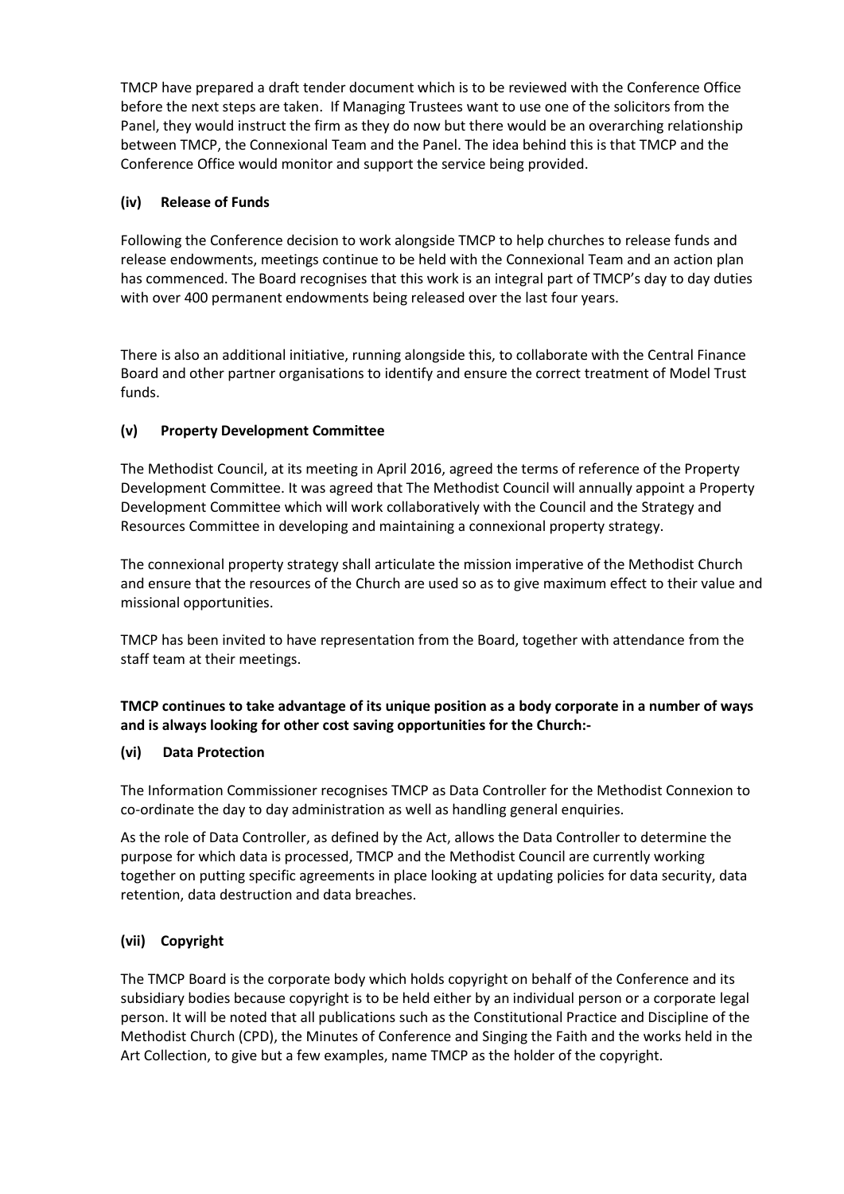TMCP have prepared a draft tender document which is to be reviewed with the Conference Office before the next steps are taken. If Managing Trustees want to use one of the solicitors from the Panel, they would instruct the firm as they do now but there would be an overarching relationship between TMCP, the Connexional Team and the Panel. The idea behind this is that TMCP and the Conference Office would monitor and support the service being provided.

### (iv) Release of Funds

Following the Conference decision to work alongside TMCP to help churches to release funds and release endowments, meetings continue to be held with the Connexional Team and an action plan has commenced. The Board recognises that this work is an integral part of TMCP's day to day duties with over 400 permanent endowments being released over the last four years.

There is also an additional initiative, running alongside this, to collaborate with the Central Finance Board and other partner organisations to identify and ensure the correct treatment of Model Trust funds.

### (v) Property Development Committee

The Methodist Council, at its meeting in April 2016, agreed the terms of reference of the Property Development Committee. It was agreed that The Methodist Council will annually appoint a Property Development Committee which will work collaboratively with the Council and the Strategy and Resources Committee in developing and maintaining a connexional property strategy.

The connexional property strategy shall articulate the mission imperative of the Methodist Church and ensure that the resources of the Church are used so as to give maximum effect to their value and missional opportunities.

TMCP has been invited to have representation from the Board, together with attendance from the staff team at their meetings.

**TMCP continues to take advantage of its unique position as a body corporate in a number of ways and is always looking for other cost saving opportunities for the Church:-**

### (vi) Data Protection

The Information Commissioner recognises TMCP as Data Controller for the Methodist Connexion to co-ordinate the day to day administration as well as handling general enquiries.

As the role of Data Controller, as defined by the Act, allows the Data Controller to determine the purpose for which data is processed, TMCP and the Methodist Council are currently working together on putting specific agreements in place looking at updating policies for data security, data retention, data destruction and data breaches.

### (vii) Copyright

The TMCP Board is the corporate body which holds copyright on behalf of the Conference and its subsidiary bodies because copyright is to be held either by an individual person or a corporate legal person. It will be noted that all publications such as the Constitutional Practice and Discipline of the Methodist Church (CPD), the Minutes of Conference and Singing the Faith and the works held in the Art Collection, to give but a few examples, name TMCP as the holder of the copyright.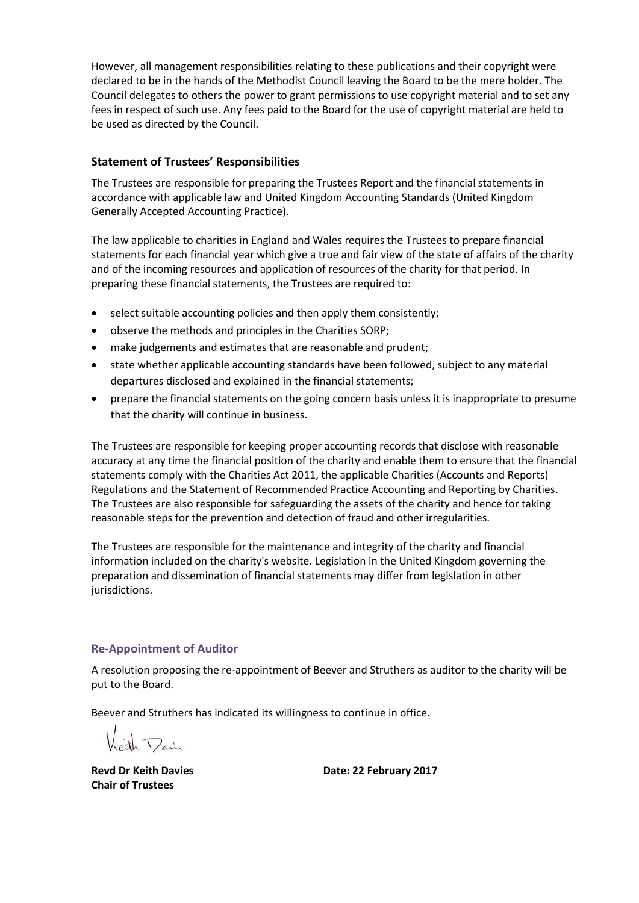However, all management responsibilities relating to these publications and their copyright were declared to be in the hands of the Methodist Council leaving the Board to be the mere holder. The Council delegates to others the power to grant permissions to use copyright material and to set any fees in respect of such use. Any fees paid to the Board for the use of copyright material are held to be used as directed by the Council.

### Statement of Trustees' Responsibilities

The Trustees are responsible for preparing the Trustees Report and the financial statements in accordance with applicable law and United Kingdom Accounting Standards (United Kingdom Generally Accepted Accounting Practice).

The law applicable to charities in England and Wales requires the Trustees to prepare financial statements for each financial year which give a true and fair view of the state of affairs of the charity and of the incoming resources and application of resources of the charity for that period. In preparing these financial statements, the Trustees are required to:

- select suitable accounting policies and then apply them consistently;
- observe the methods and principles in the Charities SORP;
- make judgements and estimates that are reasonable and prudent;
- state whether applicable accounting standards have been followed, subject to any material departures disclosed and explained in the financial statements;
- prepare the financial statements on the going concern basis unless it is inappropriate to presume that the charity will continue in business.

The Trustees are responsible for keeping proper accounting records that disclose with reasonable accuracy at any time the financial position of the charity and enable them to ensure that the financial statements comply with the Charities Act 2011, the applicable Charities (Accounts and Reports) Regulations and the Statement of Recommended Practice Accounting and Reporting by Charities. The Trustees are also responsible for safeguarding the assets of the charity and hence for taking reasonable steps for the prevention and detection of fraud and other irregularities.

The Trustees are responsible for the maintenance and integrity of the charity and financial information included on the charity's website. Legislation in the United Kingdom governing the preparation and dissemination of financial statements may differ from legislation in other jurisdictions.

### Re-Appointment of Auditor

A resolution proposing the re-appointment of Beever and Struthers as auditor to the charity will be put to the Board.

Beever and Struthers has indicated its willingness to continue in office.

**Revd Dr Keith Davies**
**Chair of Trustees**

**Date: 22 February 2017**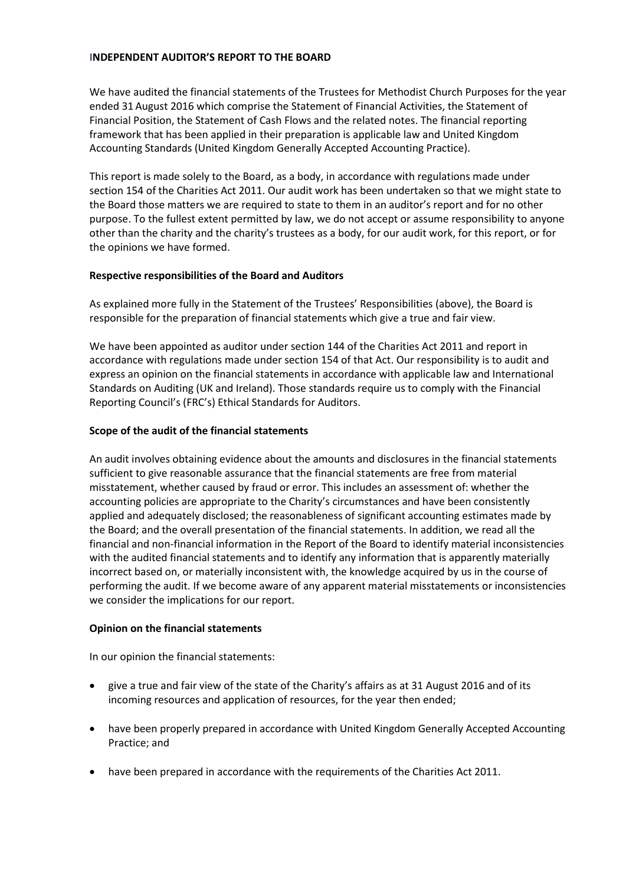**INDEPENDENT AUDITOR'S REPORT TO THE BOARD**

We have audited the financial statements of the Trustees for Methodist Church Purposes for the year ended 31 August 2016 which comprise the Statement of Financial Activities, the Statement of Financial Position, the Statement of Cash Flows and the related notes. The financial reporting framework that has been applied in their preparation is applicable law and United Kingdom Accounting Standards (United Kingdom Generally Accepted Accounting Practice).

This report is made solely to the Board, as a body, in accordance with regulations made under section 154 of the Charities Act 2011. Our audit work has been undertaken so that we might state to the Board those matters we are required to state to them in an auditor's report and for no other purpose. To the fullest extent permitted by law, we do not accept or assume responsibility to anyone other than the charity and the charity's trustees as a body, for our audit work, for this report, or for the opinions we have formed.

**Respective responsibilities of the Board and Auditors**

As explained more fully in the Statement of the Trustees' Responsibilities (above), the Board is responsible for the preparation of financial statements which give a true and fair view.

We have been appointed as auditor under section 144 of the Charities Act 2011 and report in accordance with regulations made under section 154 of that Act. Our responsibility is to audit and express an opinion on the financial statements in accordance with applicable law and International Standards on Auditing (UK and Ireland). Those standards require us to comply with the Financial Reporting Council's (FRC's) Ethical Standards for Auditors.

**Scope of the audit of the financial statements**

An audit involves obtaining evidence about the amounts and disclosures in the financial statements sufficient to give reasonable assurance that the financial statements are free from material misstatement, whether caused by fraud or error. This includes an assessment of: whether the accounting policies are appropriate to the Charity's circumstances and have been consistently applied and adequately disclosed; the reasonableness of significant accounting estimates made by the Board; and the overall presentation of the financial statements. In addition, we read all the financial and non-financial information in the Report of the Board to identify material inconsistencies with the audited financial statements and to identify any information that is apparently materially incorrect based on, or materially inconsistent with, the knowledge acquired by us in the course of performing the audit. If we become aware of any apparent material misstatements or inconsistencies we consider the implications for our report.

**Opinion on the financial statements**

In our opinion the financial statements:

- give a true and fair view of the state of the Charity's affairs as at 31 August 2016 and of its incoming resources and application of resources, for the year then ended;
- have been properly prepared in accordance with United Kingdom Generally Accepted Accounting Practice; and
- have been prepared in accordance with the requirements of the Charities Act 2011.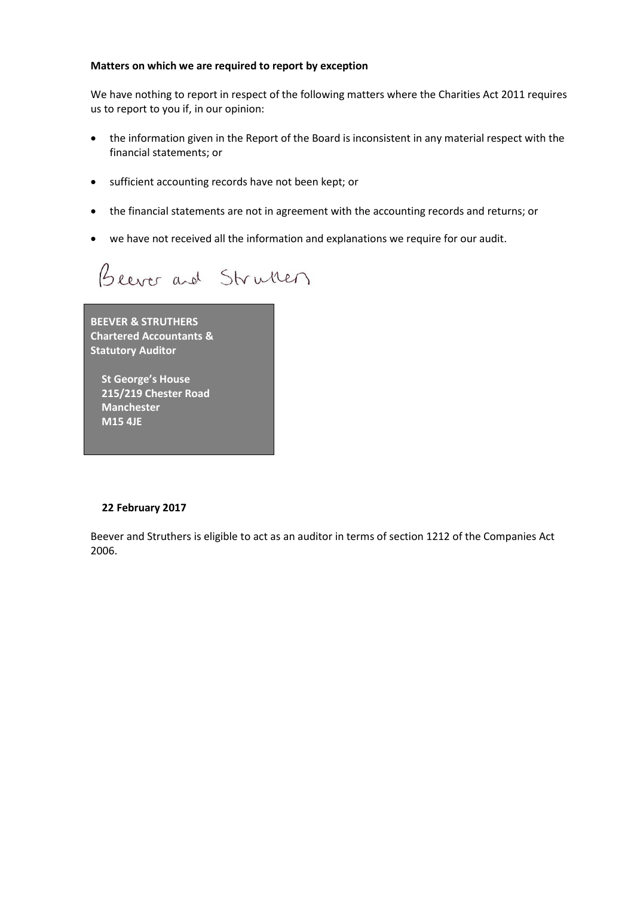**Matters on which we are required to report by exception**

We have nothing to report in respect of the following matters where the Charities Act 2011 requires us to report to you if, in our opinion:

- the information given in the Report of the Board is inconsistent in any material respect with the financial statements; or
- sufficient accounting records have not been kept; or
- the financial statements are not in agreement with the accounting records and returns; or
- we have not received all the information and explanations we require for our audit.

Beever and Struthers

**BEEVER & STRUTHERS**
**Chartered Accountants &**
**Statutory Auditor**

**St George's House**
**215/219 Chester Road**
**Manchester**
**M15 4JE**

**22 February 2017**

Beever and Struthers is eligible to act as an auditor in terms of section 1212 of the Companies Act 2006.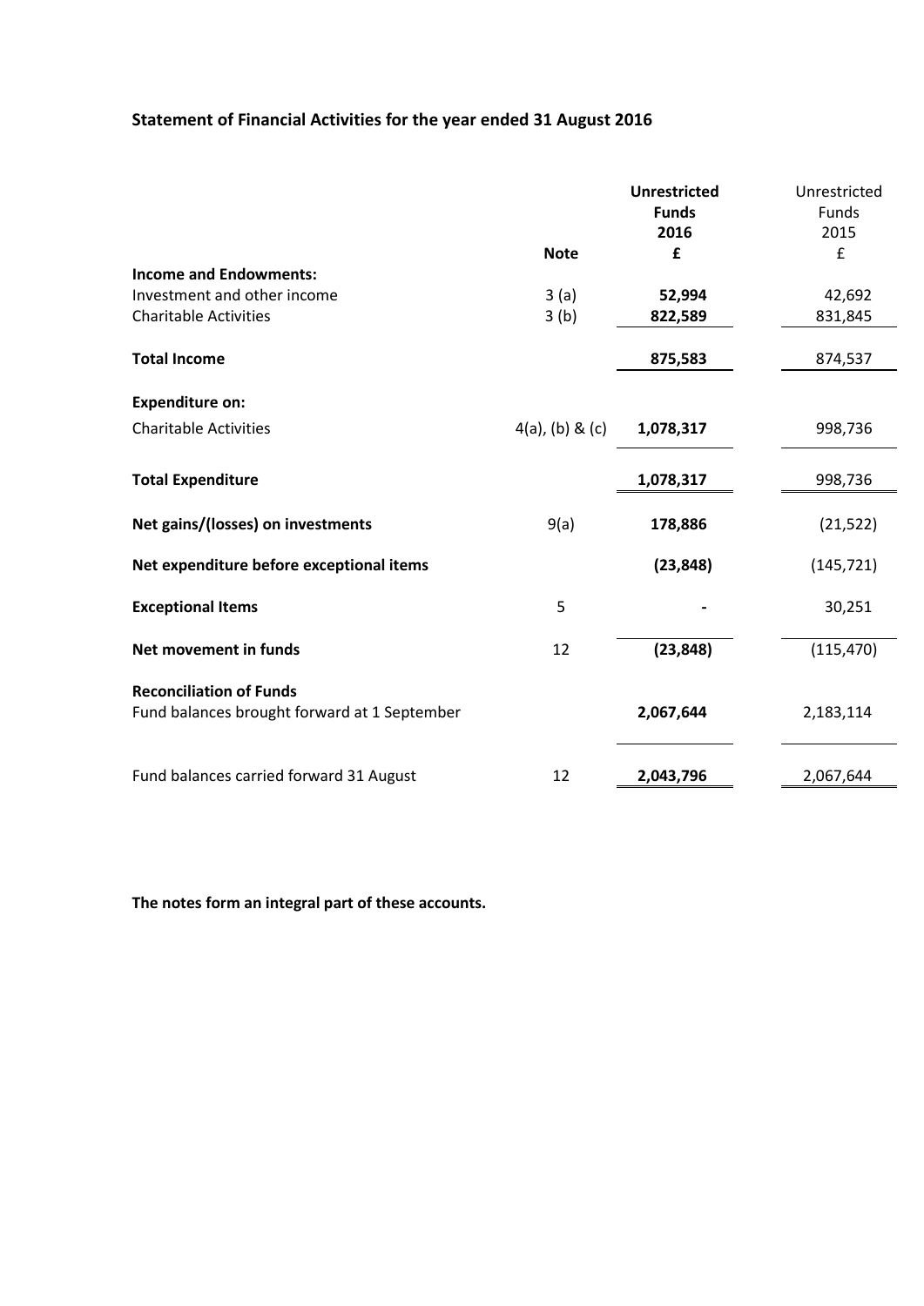## Statement of Financial Activities for the year ended 31 August 2016

| | Note | **Unrestricted Funds 2016 £** | Unrestricted Funds 2015 £ |
|---|---|---|---|
| **Income and Endowments:** | | | |
| Investment and other income | 3 (a) | **52,994** | 42,692 |
| Charitable Activities | 3 (b) | **822,589** | 831,845 |
| **Total Income** | | **875,583** | 874,537 |
| **Expenditure on:** | | | |
| Charitable Activities | 4(a), (b) & (c) | **1,078,317** | 998,736 |
| **Total Expenditure** | | **1,078,317** | 998,736 |
| **Net gains/(losses) on investments** | 9(a) | **178,886** | (21,522) |
| **Net expenditure before exceptional items** | | **(23,848)** | (145,721) |
| **Exceptional Items** | 5 | **-** | 30,251 |
| **Net movement in funds** | 12 | **(23,848)** | (115,470) |
| **Reconciliation of Funds** | | | |
| Fund balances brought forward at 1 September | | **2,067,644** | 2,183,114 |
| Fund balances carried forward 31 August | 12 | **2,043,796** | 2,067,644 |

**The notes form an integral part of these accounts.**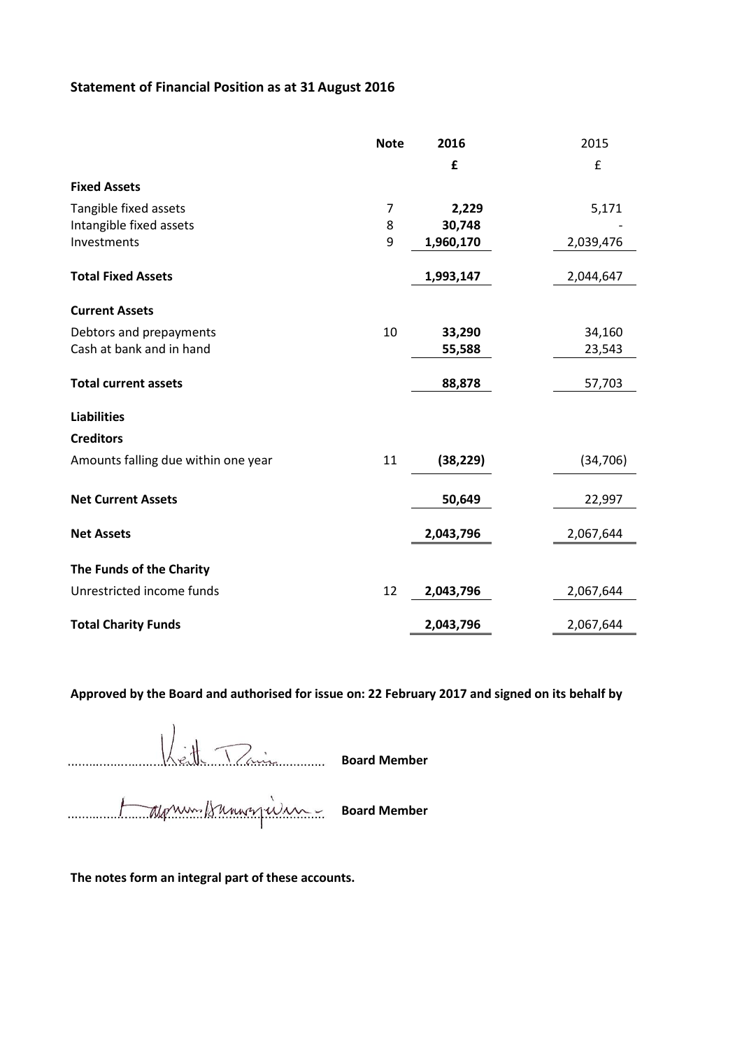## Statement of Financial Position as at 31 August 2016

| | Note | 2016 | 2015 |
|---|---|---|---|
| | | **£** | £ |
| **Fixed Assets** | | | |
| Tangible fixed assets | 7 | **2,229** | 5,171 |
| Intangible fixed assets | 8 | **30,748** | - |
| Investments | 9 | **1,960,170** | 2,039,476 |
| **Total Fixed Assets** | | **1,993,147** | 2,044,647 |
| **Current Assets** | | | |
| Debtors and prepayments | 10 | **33,290** | 34,160 |
| Cash at bank and in hand | | **55,588** | 23,543 |
| **Total current assets** | | **88,878** | 57,703 |
| **Liabilities** | | | |
| **Creditors** | | | |
| Amounts falling due within one year | 11 | **(38,229)** | (34,706) |
| **Net Current Assets** | | **50,649** | 22,997 |
| **Net Assets** | | **2,043,796** | 2,067,644 |
| **The Funds of the Charity** | | | |
| Unrestricted income funds | 12 | **2,043,796** | 2,067,644 |
| **Total Charity Funds** | | **2,043,796** | 2,067,644 |

**Approved by the Board and authorised for issue on: 22 February 2017 and signed on its behalf by**

Keith Davis ...................................... **Board Member**

...................................... **Board Member**

**The notes form an integral part of these accounts.**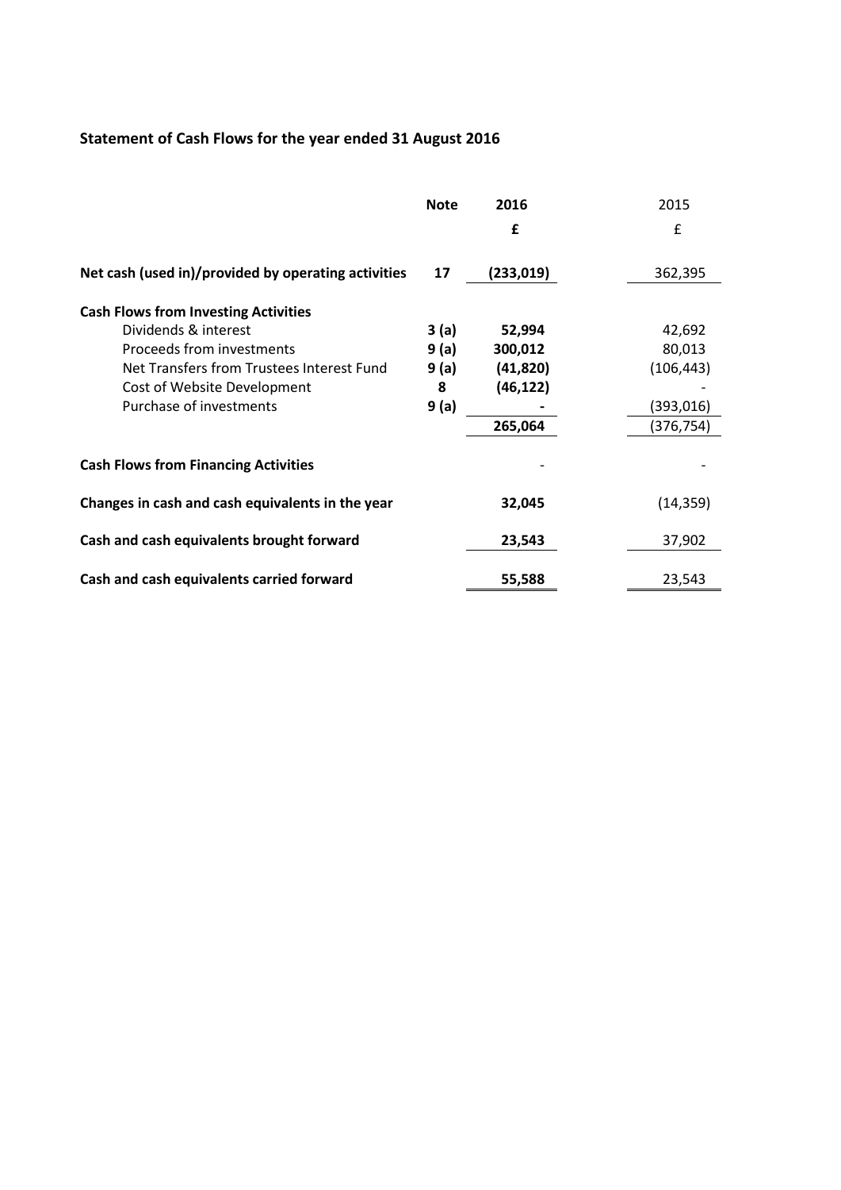# Statement of Cash Flows for the year ended 31 August 2016

| | Note | 2016 | 2015 |
|---|---|---|---|
| | | £ | £ |
| **Net cash (used in)/provided by operating activities** | **17** | **(233,019)** | 362,395 |
| **Cash Flows from Investing Activities** | | | |
| Dividends & interest | **3 (a)** | **52,994** | 42,692 |
| Proceeds from investments | **9 (a)** | **300,012** | 80,013 |
| Net Transfers from Trustees Interest Fund | **9 (a)** | **(41,820)** | (106,443) |
| Cost of Website Development | **8** | **(46,122)** | - |
| Purchase of investments | **9 (a)** | **-** | (393,016) |
| | | **265,064** | (376,754) |
| **Cash Flows from Financing Activities** | | - | - |
| **Changes in cash and cash equivalents in the year** | | **32,045** | (14,359) |
| **Cash and cash equivalents brought forward** | | **23,543** | 37,902 |
| **Cash and cash equivalents carried forward** | | **55,588** | 23,543 |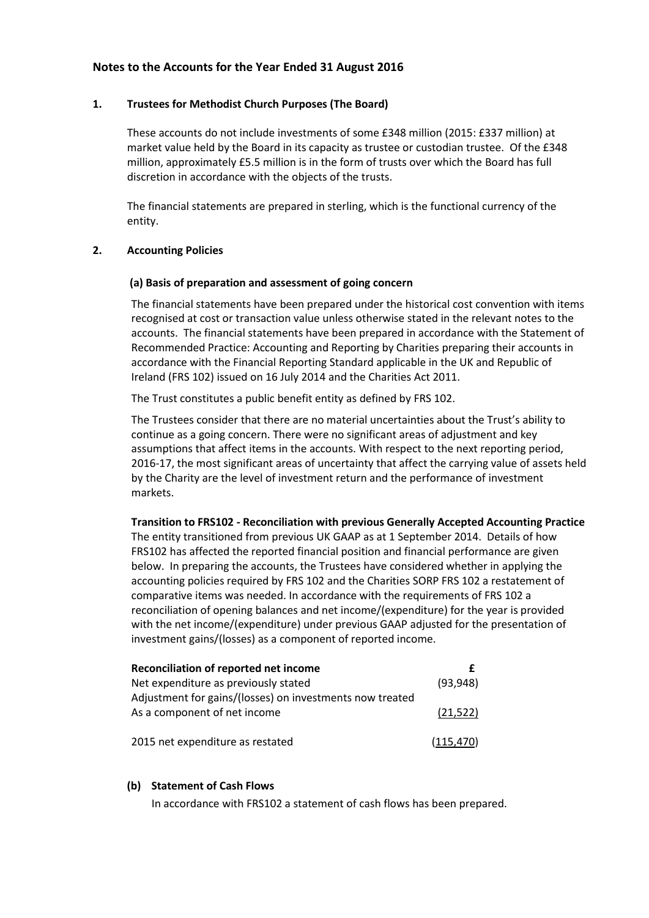## Notes to the Accounts for the Year Ended 31 August 2016

### 1. Trustees for Methodist Church Purposes (The Board)

These accounts do not include investments of some £348 million (2015: £337 million) at market value held by the Board in its capacity as trustee or custodian trustee. Of the £348 million, approximately £5.5 million is in the form of trusts over which the Board has full discretion in accordance with the objects of the trusts.

The financial statements are prepared in sterling, which is the functional currency of the entity.

### 2. Accounting Policies

**(a) Basis of preparation and assessment of going concern**

The financial statements have been prepared under the historical cost convention with items recognised at cost or transaction value unless otherwise stated in the relevant notes to the accounts. The financial statements have been prepared in accordance with the Statement of Recommended Practice: Accounting and Reporting by Charities preparing their accounts in accordance with the Financial Reporting Standard applicable in the UK and Republic of Ireland (FRS 102) issued on 16 July 2014 and the Charities Act 2011.

The Trust constitutes a public benefit entity as defined by FRS 102.

The Trustees consider that there are no material uncertainties about the Trust's ability to continue as a going concern. There were no significant areas of adjustment and key assumptions that affect items in the accounts. With respect to the next reporting period, 2016-17, the most significant areas of uncertainty that affect the carrying value of assets held by the Charity are the level of investment return and the performance of investment markets.

**Transition to FRS102 - Reconciliation with previous Generally Accepted Accounting Practice**

The entity transitioned from previous UK GAAP as at 1 September 2014. Details of how FRS102 has affected the reported financial position and financial performance are given below. In preparing the accounts, the Trustees have considered whether in applying the accounting policies required by FRS 102 and the Charities SORP FRS 102 a restatement of comparative items was needed. In accordance with the requirements of FRS 102 a reconciliation of opening balances and net income/(expenditure) for the year is provided with the net income/(expenditure) under previous GAAP adjusted for the presentation of investment gains/(losses) as a component of reported income.

| **Reconciliation of reported net income** | **£** |
|---|---|
| Net expenditure as previously stated | (93,948) |
| Adjustment for gains/(losses) on investments now treated As a component of net income | (21,522) |
| 2015 net expenditure as restated | (115,470) |

**(b) Statement of Cash Flows**

In accordance with FRS102 a statement of cash flows has been prepared.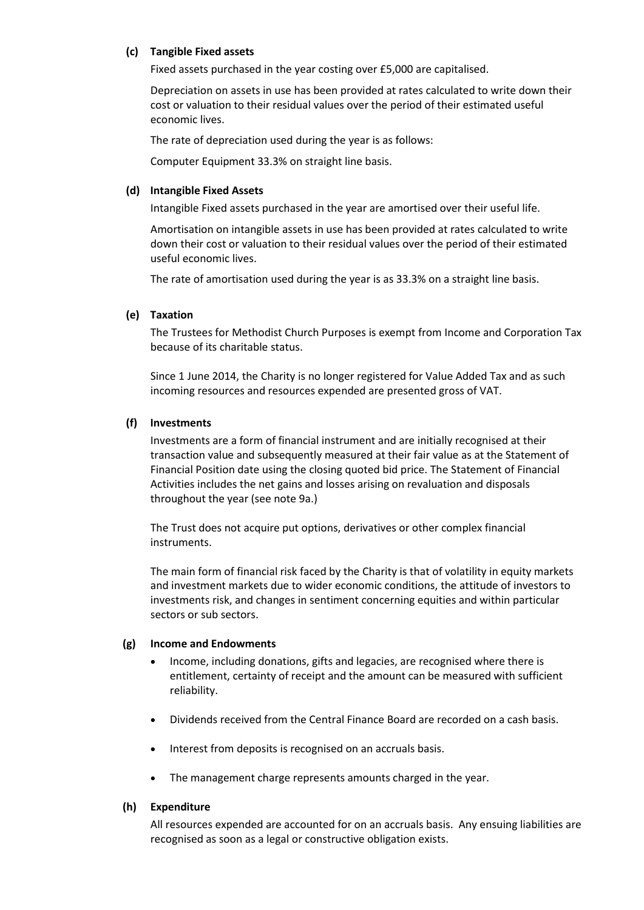**(c) Tangible Fixed assets**

Fixed assets purchased in the year costing over £5,000 are capitalised.

Depreciation on assets in use has been provided at rates calculated to write down their cost or valuation to their residual values over the period of their estimated useful economic lives.

The rate of depreciation used during the year is as follows:

Computer Equipment 33.3% on straight line basis.

**(d) Intangible Fixed Assets**

Intangible Fixed assets purchased in the year are amortised over their useful life.

Amortisation on intangible assets in use has been provided at rates calculated to write down their cost or valuation to their residual values over the period of their estimated useful economic lives.

The rate of amortisation used during the year is as 33.3% on a straight line basis.

**(e) Taxation**

The Trustees for Methodist Church Purposes is exempt from Income and Corporation Tax because of its charitable status.

Since 1 June 2014, the Charity is no longer registered for Value Added Tax and as such incoming resources and resources expended are presented gross of VAT.

**(f) Investments**

Investments are a form of financial instrument and are initially recognised at their transaction value and subsequently measured at their fair value as at the Statement of Financial Position date using the closing quoted bid price. The Statement of Financial Activities includes the net gains and losses arising on revaluation and disposals throughout the year (see note 9a.)

The Trust does not acquire put options, derivatives or other complex financial instruments.

The main form of financial risk faced by the Charity is that of volatility in equity markets and investment markets due to wider economic conditions, the attitude of investors to investments risk, and changes in sentiment concerning equities and within particular sectors or sub sectors.

**(g) Income and Endowments**

- Income, including donations, gifts and legacies, are recognised where there is entitlement, certainty of receipt and the amount can be measured with sufficient reliability.
- Dividends received from the Central Finance Board are recorded on a cash basis.
- Interest from deposits is recognised on an accruals basis.
- The management charge represents amounts charged in the year.

**(h) Expenditure**

All resources expended are accounted for on an accruals basis. Any ensuing liabilities are recognised as soon as a legal or constructive obligation exists.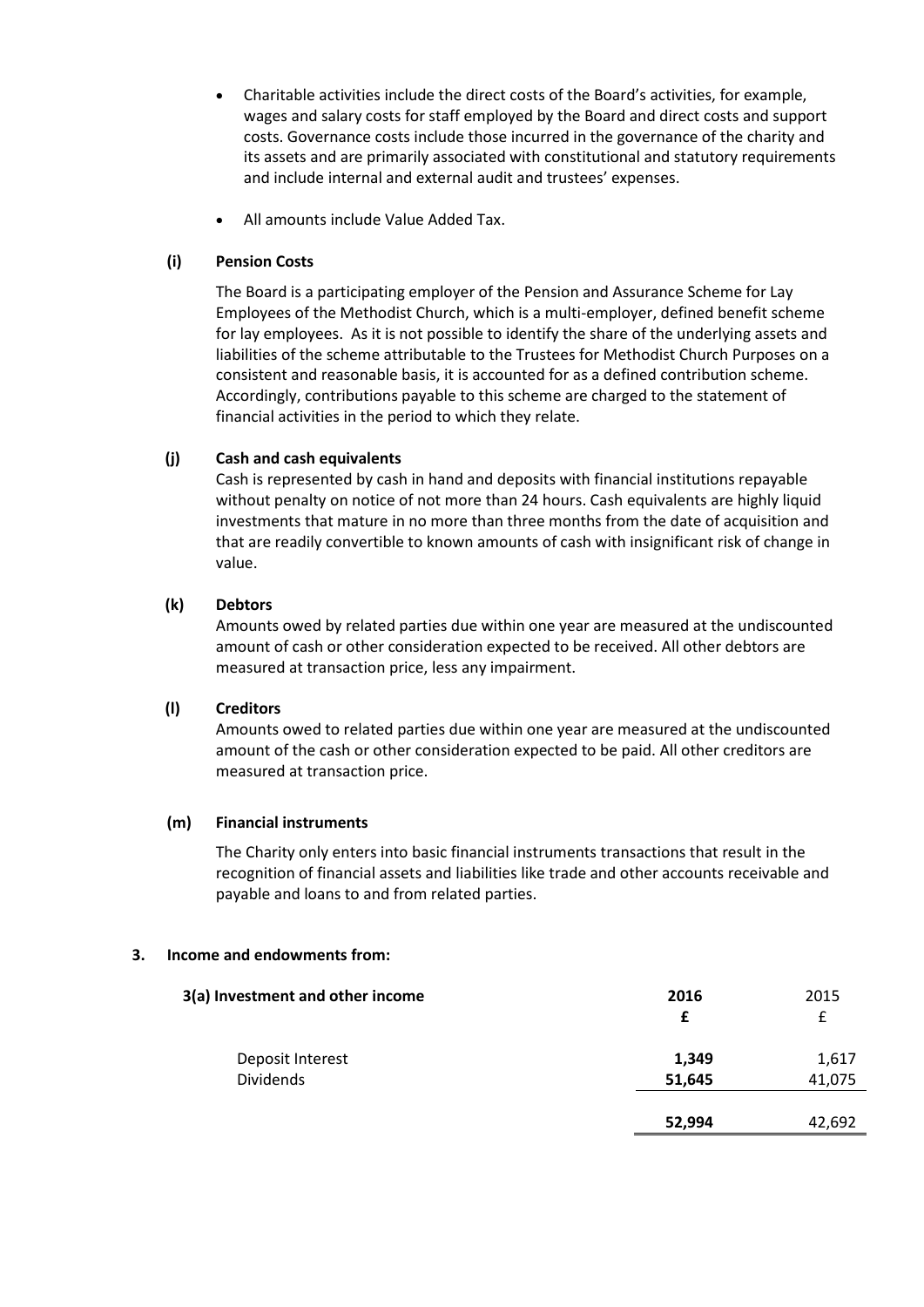- Charitable activities include the direct costs of the Board's activities, for example, wages and salary costs for staff employed by the Board and direct costs and support costs. Governance costs include those incurred in the governance of the charity and its assets and are primarily associated with constitutional and statutory requirements and include internal and external audit and trustees' expenses.

- All amounts include Value Added Tax.

**(i) Pension Costs**

The Board is a participating employer of the Pension and Assurance Scheme for Lay Employees of the Methodist Church, which is a multi-employer, defined benefit scheme for lay employees. As it is not possible to identify the share of the underlying assets and liabilities of the scheme attributable to the Trustees for Methodist Church Purposes on a consistent and reasonable basis, it is accounted for as a defined contribution scheme. Accordingly, contributions payable to this scheme are charged to the statement of financial activities in the period to which they relate.

**(j) Cash and cash equivalents**

Cash is represented by cash in hand and deposits with financial institutions repayable without penalty on notice of not more than 24 hours. Cash equivalents are highly liquid investments that mature in no more than three months from the date of acquisition and that are readily convertible to known amounts of cash with insignificant risk of change in value.

**(k) Debtors**

Amounts owed by related parties due within one year are measured at the undiscounted amount of cash or other consideration expected to be received. All other debtors are measured at transaction price, less any impairment.

**(l) Creditors**

Amounts owed to related parties due within one year are measured at the undiscounted amount of the cash or other consideration expected to be paid. All other creditors are measured at transaction price.

**(m) Financial instruments**

The Charity only enters into basic financial instruments transactions that result in the recognition of financial assets and liabilities like trade and other accounts receivable and payable and loans to and from related parties.

**3. Income and endowments from:**

| **3(a) Investment and other income** | **2016** | 2015 |
|---|---|---|
| | **£** | £ |
| Deposit Interest | **1,349** | 1,617 |
| Dividends | **51,645** | 41,075 |
| | **52,994** | 42,692 |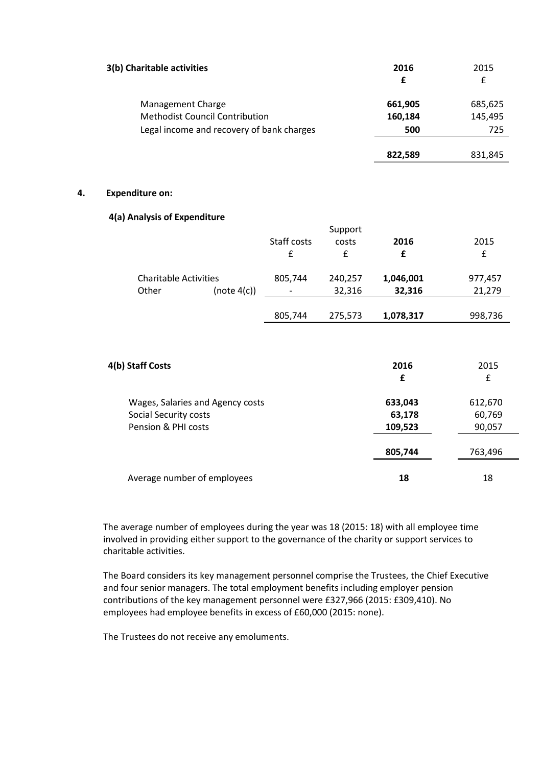### 3(b) Charitable activities

| | **2016** | 2015 |
|---|---|---|
| | **£** | £ |
| Management Charge | **661,905** | 685,625 |
| Methodist Council Contribution | **160,184** | 145,495 |
| Legal income and recovery of bank charges | **500** | 725 |
| | **822,589** | 831,845 |

## 4. Expenditure on:

### 4(a) Analysis of Expenditure

| | Staff costs | Support costs | **2016** | 2015 |
|---|---|---|---|---|
| | £ | £ | **£** | £ |
| Charitable Activities | 805,744 | 240,257 | **1,046,001** | 977,457 |
| Other (note 4(c)) | - | 32,316 | **32,316** | 21,279 |
| | 805,744 | 275,573 | **1,078,317** | 998,736 |

### 4(b) Staff Costs

| | **2016** | 2015 |
|---|---|---|
| | **£** | £ |
| Wages, Salaries and Agency costs | **633,043** | 612,670 |
| Social Security costs | **63,178** | 60,769 |
| Pension & PHI costs | **109,523** | 90,057 |
| | **805,744** | 763,496 |
| Average number of employees | **18** | 18 |

The average number of employees during the year was 18 (2015: 18) with all employee time involved in providing either support to the governance of the charity or support services to charitable activities.

The Board considers its key management personnel comprise the Trustees, the Chief Executive and four senior managers. The total employment benefits including employer pension contributions of the key management personnel were £327,966 (2015: £309,410). No employees had employee benefits in excess of £60,000 (2015: none).

The Trustees do not receive any emoluments.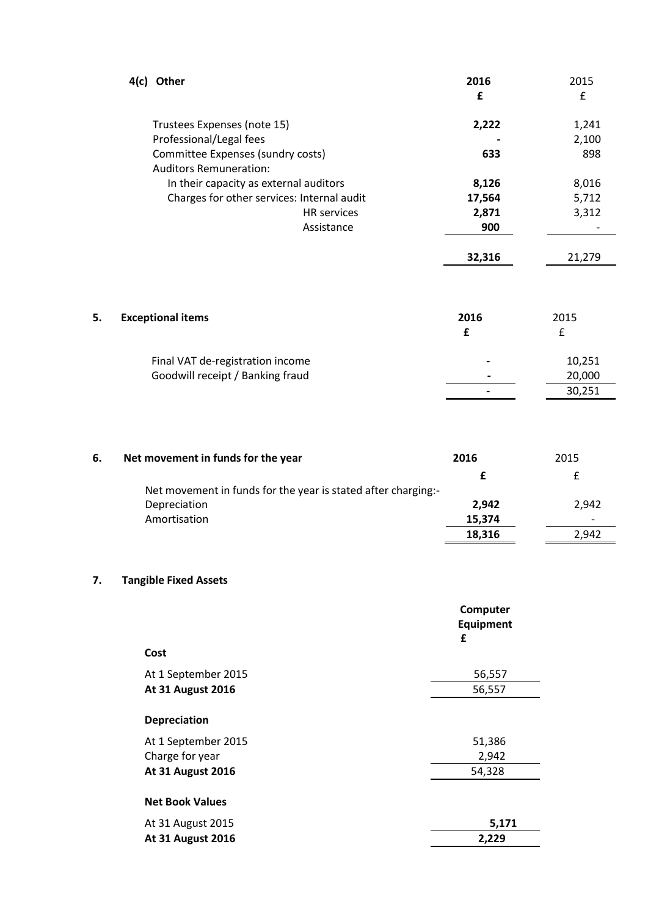### 4(c) Other

| | 2016 £ | 2015 £ |
|---|---|---|
| Trustees Expenses (note 15) | **2,222** | 1,241 |
| Professional/Legal fees | **-** | 2,100 |
| Committee Expenses (sundry costs) | **633** | 898 |
| Auditors Remuneration: | | |
| In their capacity as external auditors | **8,126** | 8,016 |
| Charges for other services: Internal audit | **17,564** | 5,712 |
| HR services | **2,871** | 3,312 |
| Assistance | **900** | - |
| | **32,316** | 21,279 |

## 5. Exceptional items

| | 2016 £ | 2015 £ |
|---|---|---|
| Final VAT de-registration income | **-** | 10,251 |
| Goodwill receipt / Banking fraud | **-** | 20,000 |
| | **-** | 30,251 |

## 6. Net movement in funds for the year

| | 2016 £ | 2015 £ |
|---|---|---|
| Net movement in funds for the year is stated after charging:- | | |
| Depreciation | **2,942** | 2,942 |
| Amortisation | **15,374** | - |
| | **18,316** | 2,942 |

## 7. Tangible Fixed Assets

| | Computer Equipment £ |
|---|---|
| **Cost** | |
| At 1 September 2015 | 56,557 |
| **At 31 August 2016** | 56,557 |
| **Depreciation** | |
| At 1 September 2015 | 51,386 |
| Charge for year | 2,942 |
| **At 31 August 2016** | 54,328 |
| **Net Book Values** | |
| At 31 August 2015 | **5,171** |
| **At 31 August 2016** | **2,229** |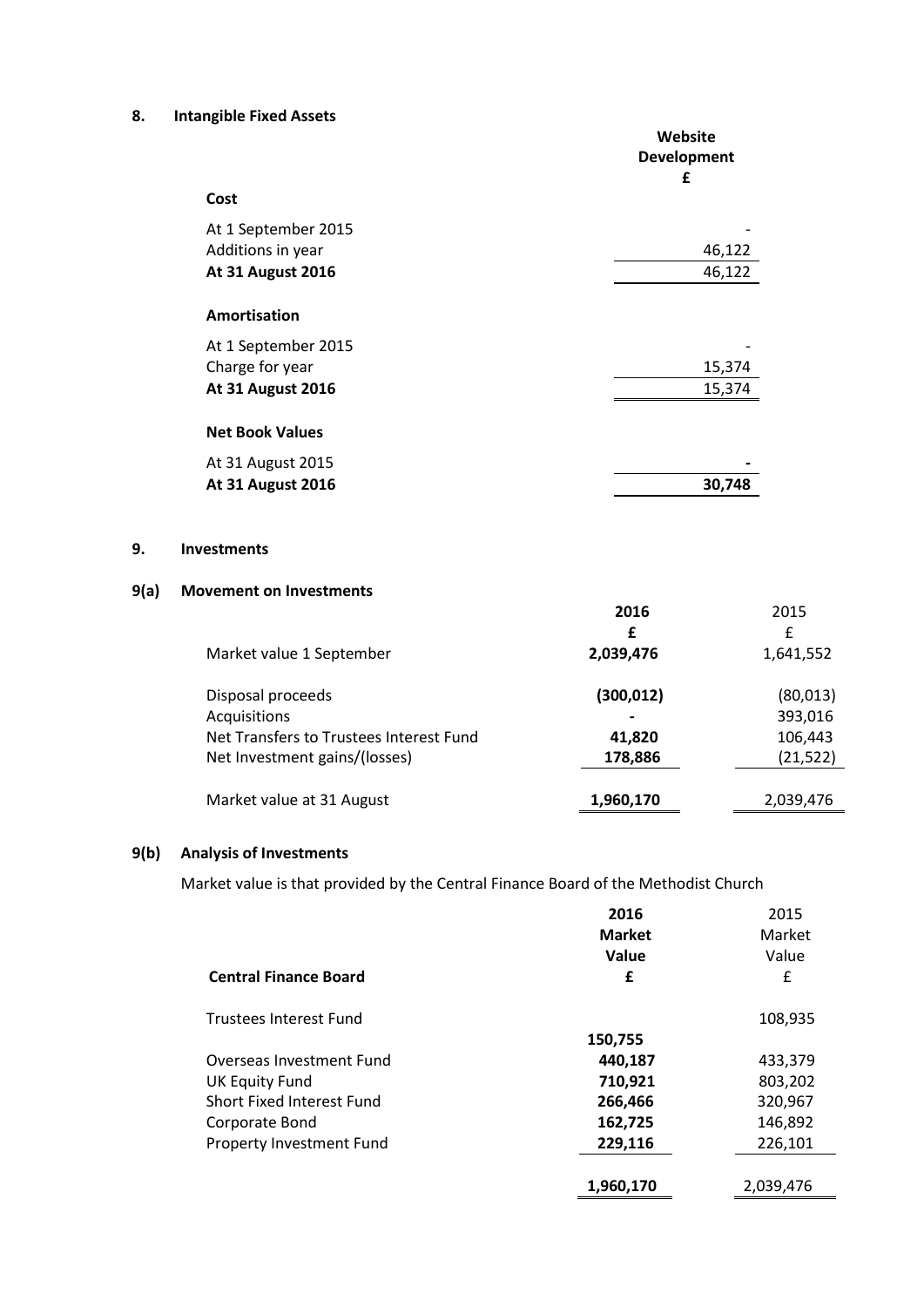## 8. Intangible Fixed Assets

| | Website Development £ |
|---|---|
| **Cost** | |
| At 1 September 2015 | - |
| Additions in year | 46,122 |
| **At 31 August 2016** | 46,122 |
| **Amortisation** | |
| At 1 September 2015 | - |
| Charge for year | 15,374 |
| **At 31 August 2016** | 15,374 |
| **Net Book Values** | |
| At 31 August 2015 | **-** |
| **At 31 August 2016** | **30,748** |

## 9. Investments

### 9(a) Movement on Investments

| | **2016 £** | 2015 £ |
|---|---|---|
| Market value 1 September | **2,039,476** | 1,641,552 |
| Disposal proceeds | **(300,012)** | (80,013) |
| Acquisitions | **-** | 393,016 |
| Net Transfers to Trustees Interest Fund | **41,820** | 106,443 |
| Net Investment gains/(losses) | **178,886** | (21,522) |
| Market value at 31 August | **1,960,170** | 2,039,476 |

### 9(b) Analysis of Investments

Market value is that provided by the Central Finance Board of the Methodist Church

| **Central Finance Board** | **2016 Market Value £** | 2015 Market Value £ |
|---|---|---|
| Trustees Interest Fund | **150,755** | 108,935 |
| Overseas Investment Fund | **440,187** | 433,379 |
| UK Equity Fund | **710,921** | 803,202 |
| Short Fixed Interest Fund | **266,466** | 320,967 |
| Corporate Bond | **162,725** | 146,892 |
| Property Investment Fund | **229,116** | 226,101 |
| | **1,960,170** | 2,039,476 |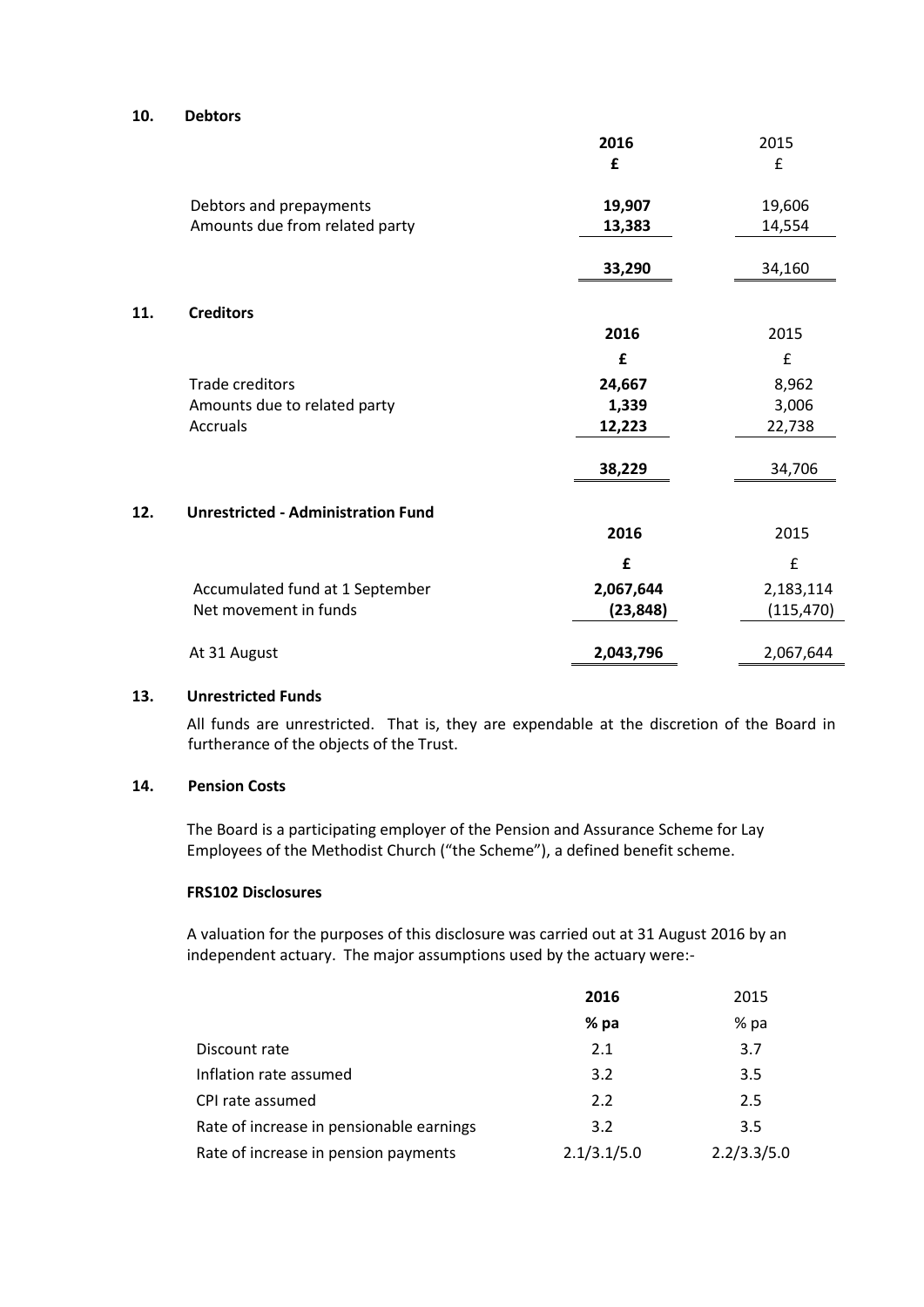## 10. Debtors

| | 2016 | 2015 |
|---|---|---|
| | **£** | £ |
| Debtors and prepayments | **19,907** | 19,606 |
| Amounts due from related party | **13,383** | 14,554 |
| | **33,290** | 34,160 |

## 11. Creditors

| | 2016 | 2015 |
|---|---|---|
| | **£** | £ |
| Trade creditors | **24,667** | 8,962 |
| Amounts due to related party | **1,339** | 3,006 |
| Accruals | **12,223** | 22,738 |
| | **38,229** | 34,706 |

## 12. Unrestricted - Administration Fund

| | 2016 | 2015 |
|---|---|---|
| | **£** | £ |
| Accumulated fund at 1 September | **2,067,644** | 2,183,114 |
| Net movement in funds | **(23,848)** | (115,470) |
| At 31 August | **2,043,796** | 2,067,644 |

## 13. Unrestricted Funds

All funds are unrestricted. That is, they are expendable at the discretion of the Board in furtherance of the objects of the Trust.

## 14. Pension Costs

The Board is a participating employer of the Pension and Assurance Scheme for Lay Employees of the Methodist Church ("the Scheme"), a defined benefit scheme.

**FRS102 Disclosures**

A valuation for the purposes of this disclosure was carried out at 31 August 2016 by an independent actuary. The major assumptions used by the actuary were:-

| | 2016 | 2015 |
|---|---|---|
| | **% pa** | % pa |
| Discount rate | 2.1 | 3.7 |
| Inflation rate assumed | 3.2 | 3.5 |
| CPI rate assumed | 2.2 | 2.5 |
| Rate of increase in pensionable earnings | 3.2 | 3.5 |
| Rate of increase in pension payments | 2.1/3.1/5.0 | 2.2/3.3/5.0 |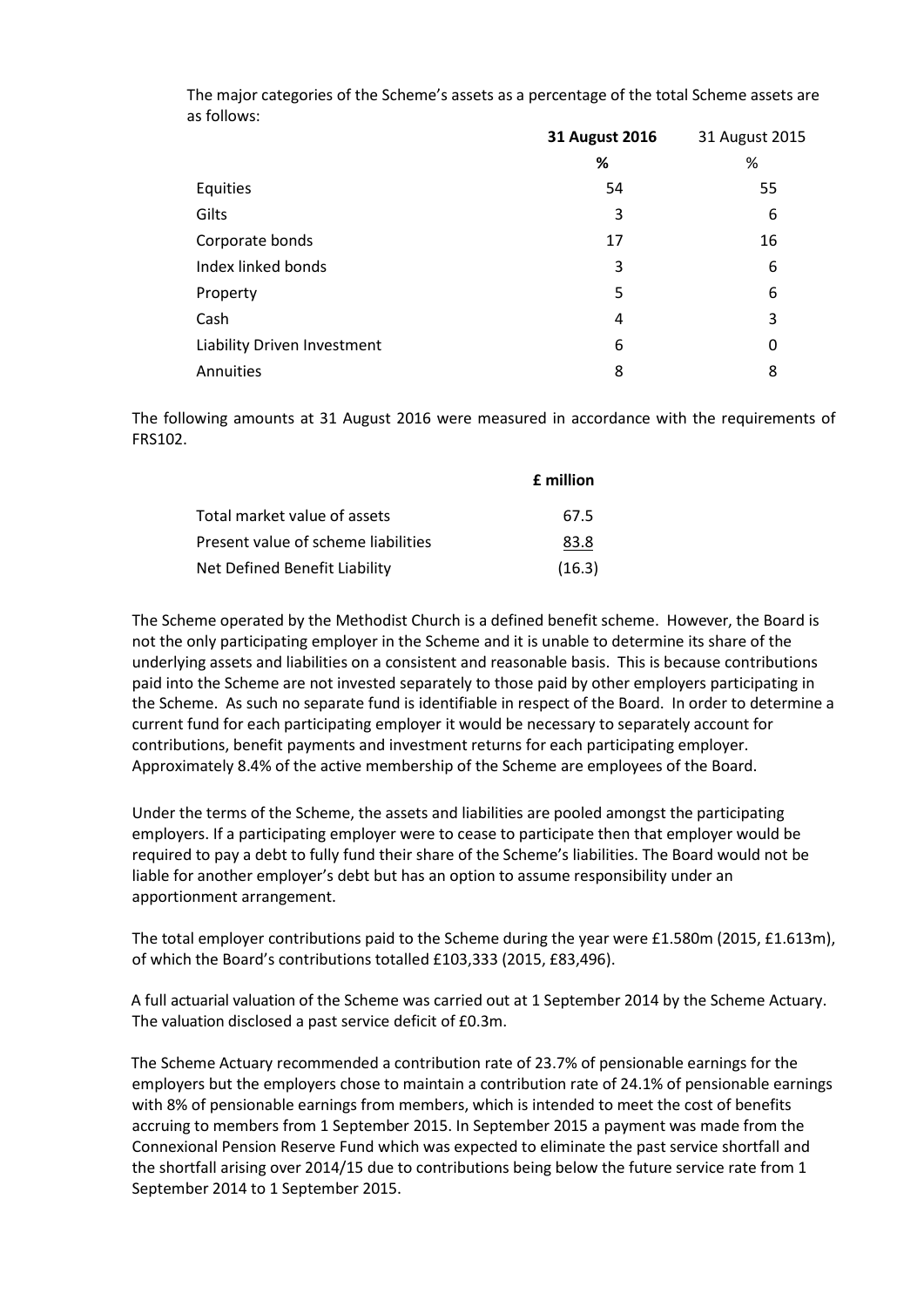The major categories of the Scheme's assets as a percentage of the total Scheme assets are as follows:

| | **31 August 2016** | 31 August 2015 |
|---|---|---|
| | **%** | % |
| Equities | 54 | 55 |
| Gilts | 3 | 6 |
| Corporate bonds | 17 | 16 |
| Index linked bonds | 3 | 6 |
| Property | 5 | 6 |
| Cash | 4 | 3 |
| Liability Driven Investment | 6 | 0 |
| Annuities | 8 | 8 |

The following amounts at 31 August 2016 were measured in accordance with the requirements of FRS102.

| | **£ million** |
|---|---|
| Total market value of assets | 67.5 |
| Present value of scheme liabilities | 83.8 |
| Net Defined Benefit Liability | (16.3) |

The Scheme operated by the Methodist Church is a defined benefit scheme. However, the Board is not the only participating employer in the Scheme and it is unable to determine its share of the underlying assets and liabilities on a consistent and reasonable basis. This is because contributions paid into the Scheme are not invested separately to those paid by other employers participating in the Scheme. As such no separate fund is identifiable in respect of the Board. In order to determine a current fund for each participating employer it would be necessary to separately account for contributions, benefit payments and investment returns for each participating employer. Approximately 8.4% of the active membership of the Scheme are employees of the Board.

Under the terms of the Scheme, the assets and liabilities are pooled amongst the participating employers. If a participating employer were to cease to participate then that employer would be required to pay a debt to fully fund their share of the Scheme's liabilities. The Board would not be liable for another employer's debt but has an option to assume responsibility under an apportionment arrangement.

The total employer contributions paid to the Scheme during the year were £1.580m (2015, £1.613m), of which the Board's contributions totalled £103,333 (2015, £83,496).

A full actuarial valuation of the Scheme was carried out at 1 September 2014 by the Scheme Actuary. The valuation disclosed a past service deficit of £0.3m.

The Scheme Actuary recommended a contribution rate of 23.7% of pensionable earnings for the employers but the employers chose to maintain a contribution rate of 24.1% of pensionable earnings with 8% of pensionable earnings from members, which is intended to meet the cost of benefits accruing to members from 1 September 2015. In September 2015 a payment was made from the Connexional Pension Reserve Fund which was expected to eliminate the past service shortfall and the shortfall arising over 2014/15 due to contributions being below the future service rate from 1 September 2014 to 1 September 2015.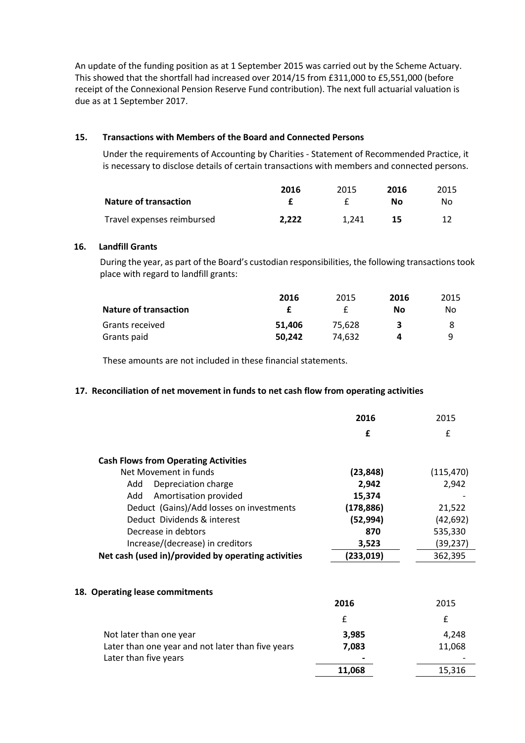An update of the funding position as at 1 September 2015 was carried out by the Scheme Actuary. This showed that the shortfall had increased over 2014/15 from £311,000 to £5,551,000 (before receipt of the Connexional Pension Reserve Fund contribution). The next full actuarial valuation is due as at 1 September 2017.

## 15. Transactions with Members of the Board and Connected Persons

Under the requirements of Accounting by Charities - Statement of Recommended Practice, it is necessary to disclose details of certain transactions with members and connected persons.

| Nature of transaction | **2016 £** | 2015 £ | **2016 No** | 2015 No |
|---|---|---|---|---|
| Travel expenses reimbursed | **2,222** | 1,241 | **15** | 12 |

## 16. Landfill Grants

During the year, as part of the Board's custodian responsibilities, the following transactions took place with regard to landfill grants:

| Nature of transaction | **2016 £** | 2015 £ | **2016 No** | 2015 No |
|---|---|---|---|---|
| Grants received | **51,406** | 75,628 | **3** | 8 |
| Grants paid | **50,242** | 74,632 | **4** | 9 |

These amounts are not included in these financial statements.

## 17. Reconciliation of net movement in funds to net cash flow from operating activities

| | **2016 £** | 2015 £ |
|---|---|---|
| **Cash Flows from Operating Activities** | | |
| Net Movement in funds | **(23,848)** | (115,470) |
| Add Depreciation charge | **2,942** | 2,942 |
| Add Amortisation provided | **15,374** | - |
| Deduct (Gains)/Add losses on investments | **(178,886)** | 21,522 |
| Deduct Dividends & interest | **(52,994)** | (42,692) |
| Decrease in debtors | **870** | 535,330 |
| Increase/(decrease) in creditors | **3,523** | (39,237) |
| **Net cash (used in)/provided by operating activities** | **(233,019)** | 362,395 |

## 18. Operating lease commitments

| | **2016 £** | 2015 £ |
|---|---|---|
| Not later than one year | **3,985** | 4,248 |
| Later than one year and not later than five years | **7,083** | 11,068 |
| Later than five years | **-** | - |
| | **11,068** | 15,316 |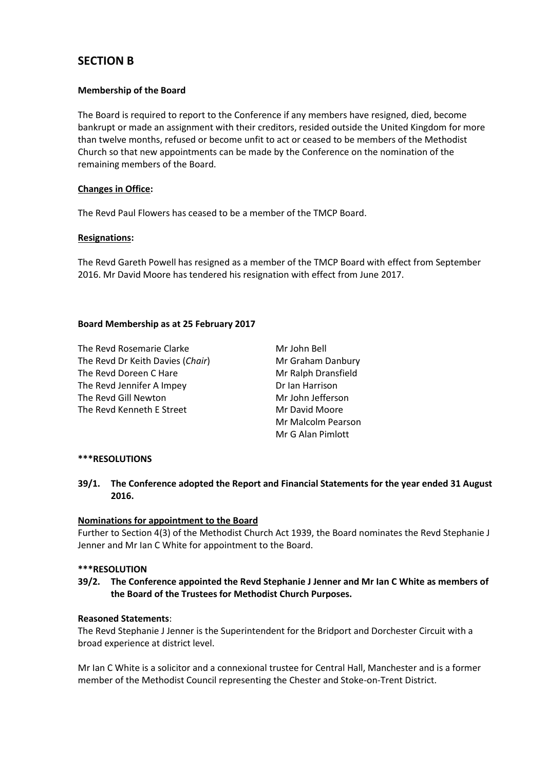## SECTION B

**Membership of the Board**

The Board is required to report to the Conference if any members have resigned, died, become bankrupt or made an assignment with their creditors, resided outside the United Kingdom for more than twelve months, refused or become unfit to act or ceased to be members of the Methodist Church so that new appointments can be made by the Conference on the nomination of the remaining members of the Board.

**Changes in Office:**

The Revd Paul Flowers has ceased to be a member of the TMCP Board.

**Resignations:**

The Revd Gareth Powell has resigned as a member of the TMCP Board with effect from September 2016. Mr David Moore has tendered his resignation with effect from June 2017.

**Board Membership as at 25 February 2017**

The Revd Rosemarie Clarke
The Revd Dr Keith Davies (*Chair*)
The Revd Doreen C Hare
The Revd Jennifer A Impey
The Revd Gill Newton
The Revd Kenneth E Street

Mr John Bell
Mr Graham Danbury
Mr Ralph Dransfield
Dr Ian Harrison
Mr John Jefferson
Mr David Moore
Mr Malcolm Pearson
Mr G Alan Pimlott

**\*\*\*RESOLUTIONS**

**39/1. The Conference adopted the Report and Financial Statements for the year ended 31 August 2016.**

**Nominations for appointment to the Board**

Further to Section 4(3) of the Methodist Church Act 1939, the Board nominates the Revd Stephanie J Jenner and Mr Ian C White for appointment to the Board.

**\*\*\*RESOLUTION**

**39/2. The Conference appointed the Revd Stephanie J Jenner and Mr Ian C White as members of the Board of the Trustees for Methodist Church Purposes.**

**Reasoned Statements**:

The Revd Stephanie J Jenner is the Superintendent for the Bridport and Dorchester Circuit with a broad experience at district level.

Mr Ian C White is a solicitor and a connexional trustee for Central Hall, Manchester and is a former member of the Methodist Council representing the Chester and Stoke-on-Trent District.